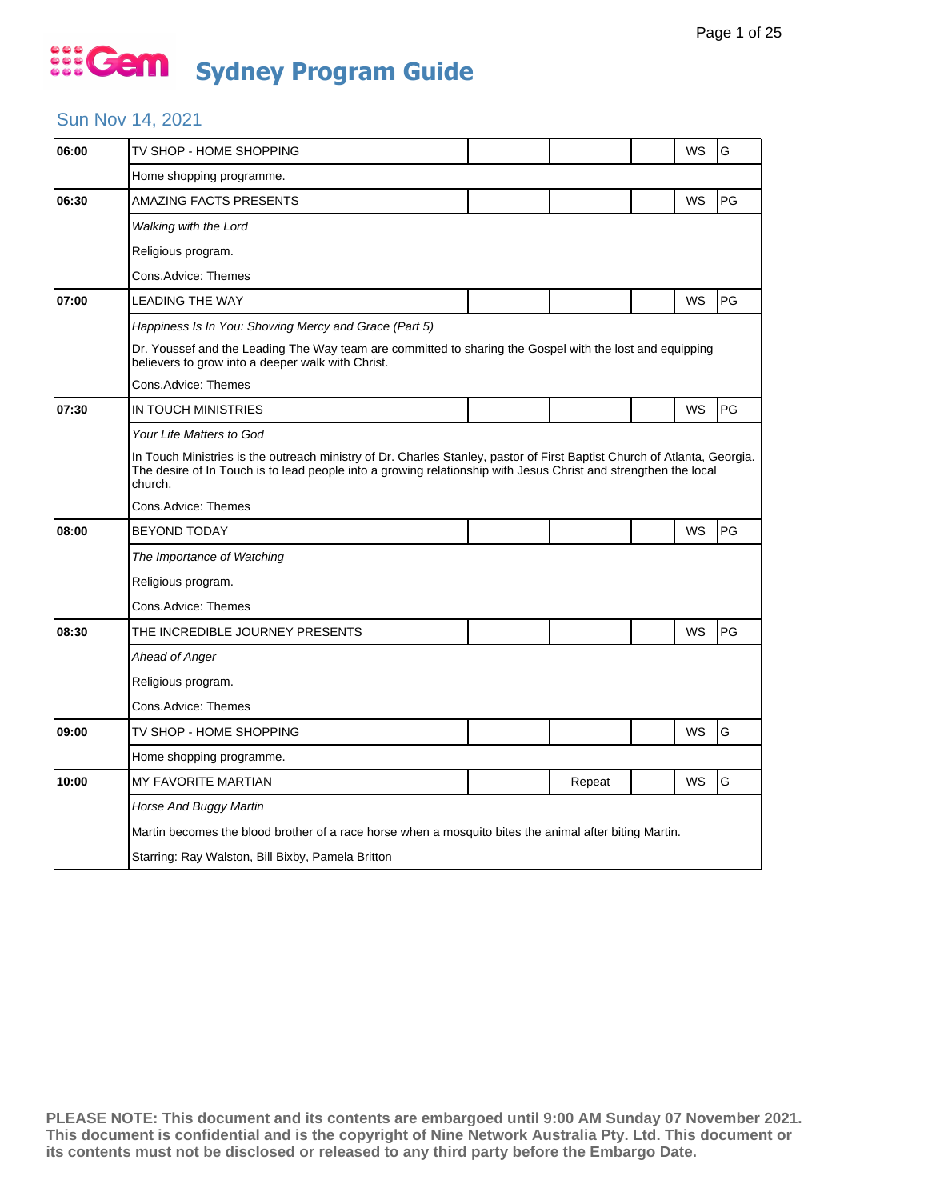# Gem Sydney Program Guide

## Sun Nov 14, 2021

| Time | Program | | | | | |
|---|---|---|---|---|---|---|
| 06:00 | TV SHOP - HOME SHOPPING | | | | WS | G |
| | Home shopping programme. | | | | | |
| 06:30 | AMAZING FACTS PRESENTS | | | | WS | PG |
| | *Walking with the Lord* | | | | | |
| | Religious program. | | | | | |
| | Cons.Advice: Themes | | | | | |
| 07:00 | LEADING THE WAY | | | | WS | PG |
| | *Happiness Is In You: Showing Mercy and Grace (Part 5)* | | | | | |
| | Dr. Youssef and the Leading The Way team are committed to sharing the Gospel with the lost and equipping believers to grow into a deeper walk with Christ. | | | | | |
| | Cons.Advice: Themes | | | | | |
| 07:30 | IN TOUCH MINISTRIES | | | | WS | PG |
| | *Your Life Matters to God* | | | | | |
| | In Touch Ministries is the outreach ministry of Dr. Charles Stanley, pastor of First Baptist Church of Atlanta, Georgia. The desire of In Touch is to lead people into a growing relationship with Jesus Christ and strengthen the local church. | | | | | |
| | Cons.Advice: Themes | | | | | |
| 08:00 | BEYOND TODAY | | | | WS | PG |
| | *The Importance of Watching* | | | | | |
| | Religious program. | | | | | |
| | Cons.Advice: Themes | | | | | |
| 08:30 | THE INCREDIBLE JOURNEY PRESENTS | | | | WS | PG |
| | *Ahead of Anger* | | | | | |
| | Religious program. | | | | | |
| | Cons.Advice: Themes | | | | | |
| 09:00 | TV SHOP - HOME SHOPPING | | | | WS | G |
| | Home shopping programme. | | | | | |
| 10:00 | MY FAVORITE MARTIAN | | Repeat | | WS | G |
| | *Horse And Buggy Martin* | | | | | |
| | Martin becomes the blood brother of a race horse when a mosquito bites the animal after biting Martin. | | | | | |
| | Starring: Ray Walston, Bill Bixby, Pamela Britton | | | | | |

**PLEASE NOTE: This document and its contents are embargoed until 9:00 AM Sunday 07 November 2021. This document is confidential and is the copyright of Nine Network Australia Pty. Ltd. This document or its contents must not be disclosed or released to any third party before the Embargo Date.**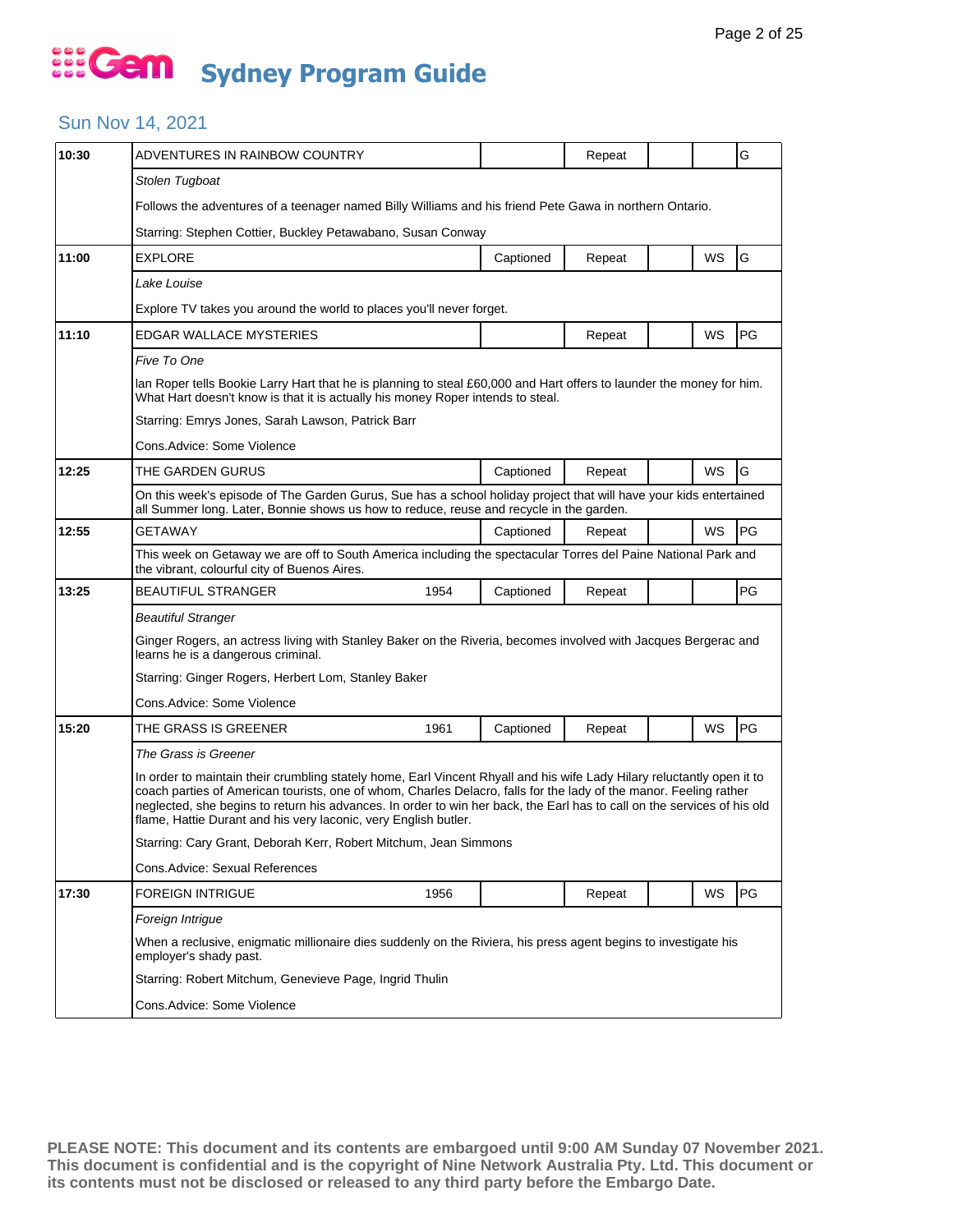# Gem Sydney Program Guide

## Sun Nov 14, 2021

| Time | Program | Year | Captioned | Repeat | | WS | Rating |
|---|---|---|---|---|---|---|---|
| 10:30 | ADVENTURES IN RAINBOW COUNTRY | | | Repeat | | | G |
| | *Stolen Tugboat*<br>Follows the adventures of a teenager named Billy Williams and his friend Pete Gawa in northern Ontario.<br>Starring: Stephen Cottier, Buckley Petawabano, Susan Conway | | | | | | |
| 11:00 | EXPLORE | | Captioned | Repeat | | WS | G |
| | *Lake Louise*<br>Explore TV takes you around the world to places you'll never forget. | | | | | | |
| 11:10 | EDGAR WALLACE MYSTERIES | | | Repeat | | WS | PG |
| | *Five To One*<br>Ian Roper tells Bookie Larry Hart that he is planning to steal £60,000 and Hart offers to launder the money for him. What Hart doesn't know is that it is actually his money Roper intends to steal.<br>Starring: Emrys Jones, Sarah Lawson, Patrick Barr<br>Cons.Advice: Some Violence | | | | | | |
| 12:25 | THE GARDEN GURUS | | Captioned | Repeat | | WS | G |
| | On this week's episode of The Garden Gurus, Sue has a school holiday project that will have your kids entertained all Summer long. Later, Bonnie shows us how to reduce, reuse and recycle in the garden. | | | | | | |
| 12:55 | GETAWAY | | Captioned | Repeat | | WS | PG |
| | This week on Getaway we are off to South America including the spectacular Torres del Paine National Park and the vibrant, colourful city of Buenos Aires. | | | | | | |
| 13:25 | BEAUTIFUL STRANGER | 1954 | Captioned | Repeat | | | PG |
| | *Beautiful Stranger*<br>Ginger Rogers, an actress living with Stanley Baker on the Riveria, becomes involved with Jacques Bergerac and learns he is a dangerous criminal.<br>Starring: Ginger Rogers, Herbert Lom, Stanley Baker<br>Cons.Advice: Some Violence | | | | | | |
| 15:20 | THE GRASS IS GREENER | 1961 | Captioned | Repeat | | WS | PG |
| | *The Grass is Greener*<br>In order to maintain their crumbling stately home, Earl Vincent Rhyall and his wife Lady Hilary reluctantly open it to coach parties of American tourists, one of whom, Charles Delacro, falls for the lady of the manor. Feeling rather neglected, she begins to return his advances. In order to win her back, the Earl has to call on the services of his old flame, Hattie Durant and his very laconic, very English butler.<br>Starring: Cary Grant, Deborah Kerr, Robert Mitchum, Jean Simmons<br>Cons.Advice: Sexual References | | | | | | |
| 17:30 | FOREIGN INTRIGUE | 1956 | | Repeat | | WS | PG |
| | *Foreign Intrigue*<br>When a reclusive, enigmatic millionaire dies suddenly on the Riviera, his press agent begins to investigate his employer's shady past.<br>Starring: Robert Mitchum, Genevieve Page, Ingrid Thulin<br>Cons.Advice: Some Violence | | | | | | |

**PLEASE NOTE: This document and its contents are embargoed until 9:00 AM Sunday 07 November 2021. This document is confidential and is the copyright of Nine Network Australia Pty. Ltd. This document or its contents must not be disclosed or released to any third party before the Embargo Date.**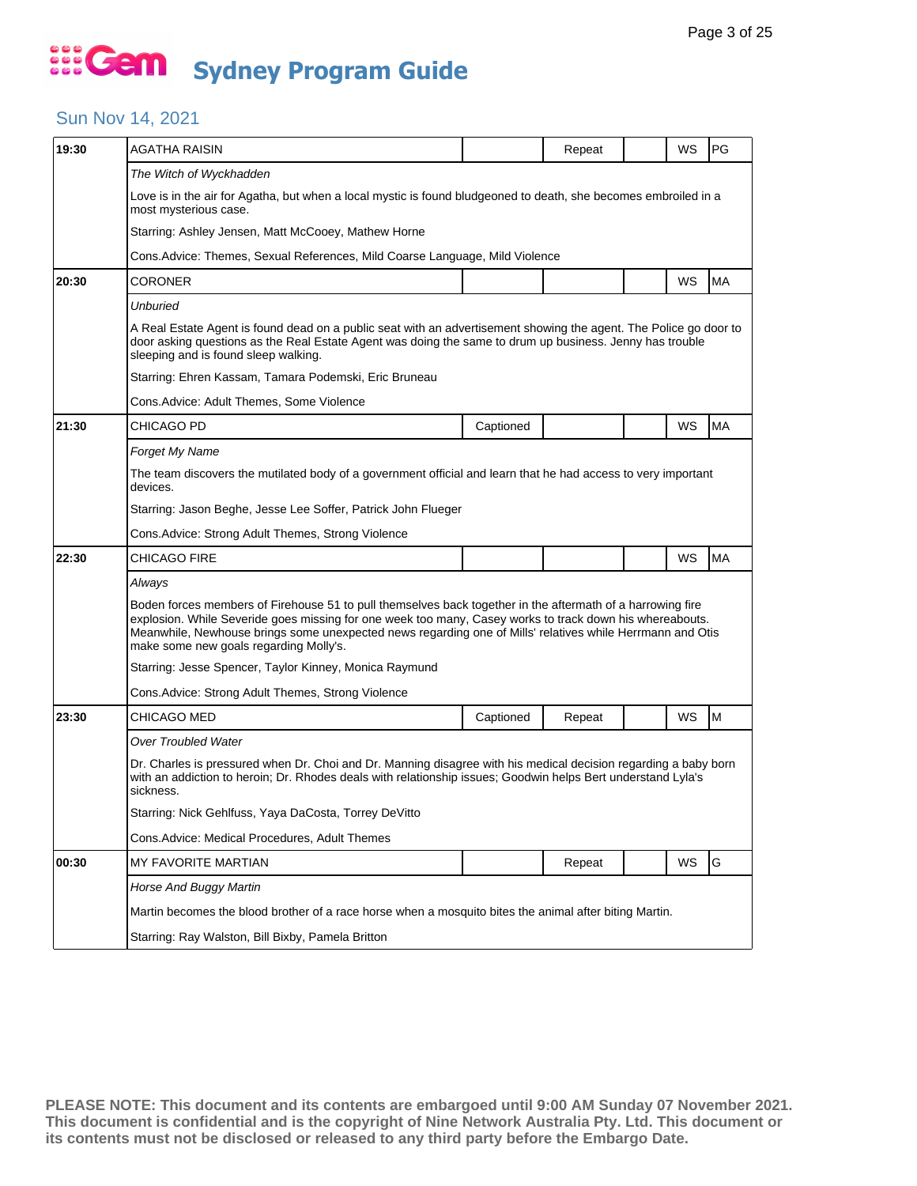# Gem Sydney Program Guide

## Sun Nov 14, 2021

| Time | Program | Captioned | Repeat | | WS | Rating |
|---|---|---|---|---|---|---|
| 19:30 | AGATHA RAISIN | | Repeat | | WS | PG |
| | *The Witch of Wyckhadden* | | | | | |
| | Love is in the air for Agatha, but when a local mystic is found bludgeoned to death, she becomes embroiled in a most mysterious case. | | | | | |
| | Starring: Ashley Jensen, Matt McCooey, Mathew Horne | | | | | |
| | Cons.Advice: Themes, Sexual References, Mild Coarse Language, Mild Violence | | | | | |
| 20:30 | CORONER | | | | WS | MA |
| | *Unburied* | | | | | |
| | A Real Estate Agent is found dead on a public seat with an advertisement showing the agent. The Police go door to door asking questions as the Real Estate Agent was doing the same to drum up business. Jenny has trouble sleeping and is found sleep walking. | | | | | |
| | Starring: Ehren Kassam, Tamara Podemski, Eric Bruneau | | | | | |
| | Cons.Advice: Adult Themes, Some Violence | | | | | |
| 21:30 | CHICAGO PD | Captioned | | | WS | MA |
| | *Forget My Name* | | | | | |
| | The team discovers the mutilated body of a government official and learn that he had access to very important devices. | | | | | |
| | Starring: Jason Beghe, Jesse Lee Soffer, Patrick John Flueger | | | | | |
| | Cons.Advice: Strong Adult Themes, Strong Violence | | | | | |
| 22:30 | CHICAGO FIRE | | | | WS | MA |
| | *Always* | | | | | |
| | Boden forces members of Firehouse 51 to pull themselves back together in the aftermath of a harrowing fire explosion. While Severide goes missing for one week too many, Casey works to track down his whereabouts. Meanwhile, Newhouse brings some unexpected news regarding one of Mills' relatives while Herrmann and Otis make some new goals regarding Molly's. | | | | | |
| | Starring: Jesse Spencer, Taylor Kinney, Monica Raymund | | | | | |
| | Cons.Advice: Strong Adult Themes, Strong Violence | | | | | |
| 23:30 | CHICAGO MED | Captioned | Repeat | | WS | M |
| | *Over Troubled Water* | | | | | |
| | Dr. Charles is pressured when Dr. Choi and Dr. Manning disagree with his medical decision regarding a baby born with an addiction to heroin; Dr. Rhodes deals with relationship issues; Goodwin helps Bert understand Lyla's sickness. | | | | | |
| | Starring: Nick Gehlfuss, Yaya DaCosta, Torrey DeVitto | | | | | |
| | Cons.Advice: Medical Procedures, Adult Themes | | | | | |
| 00:30 | MY FAVORITE MARTIAN | | Repeat | | WS | G |
| | *Horse And Buggy Martin* | | | | | |
| | Martin becomes the blood brother of a race horse when a mosquito bites the animal after biting Martin. | | | | | |
| | Starring: Ray Walston, Bill Bixby, Pamela Britton | | | | | |

**PLEASE NOTE: This document and its contents are embargoed until 9:00 AM Sunday 07 November 2021. This document is confidential and is the copyright of Nine Network Australia Pty. Ltd. This document or its contents must not be disclosed or released to any third party before the Embargo Date.**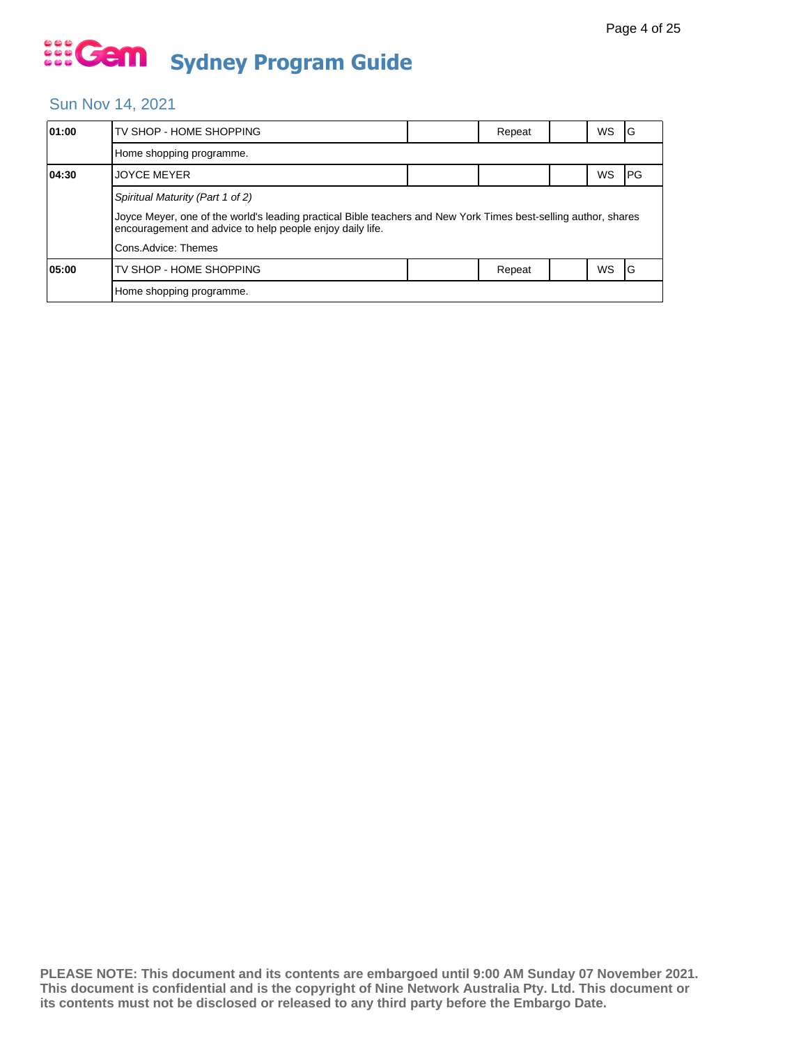# Gem Sydney Program Guide

## Sun Nov 14, 2021

| Time | Program | | | | | |
|---|---|---|---|---|---|---|
| 01:00 | TV SHOP - HOME SHOPPING | | Repeat | | WS | G |
| | Home shopping programme. | | | | | |
| 04:30 | JOYCE MEYER | | | | WS | PG |
| | *Spiritual Maturity (Part 1 of 2)* | | | | | |
| | Joyce Meyer, one of the world's leading practical Bible teachers and New York Times best-selling author, shares encouragement and advice to help people enjoy daily life. | | | | | |
| | Cons.Advice: Themes | | | | | |
| 05:00 | TV SHOP - HOME SHOPPING | | Repeat | | WS | G |
| | Home shopping programme. | | | | | |

**PLEASE NOTE: This document and its contents are embargoed until 9:00 AM Sunday 07 November 2021. This document is confidential and is the copyright of Nine Network Australia Pty. Ltd. This document or its contents must not be disclosed or released to any third party before the Embargo Date.**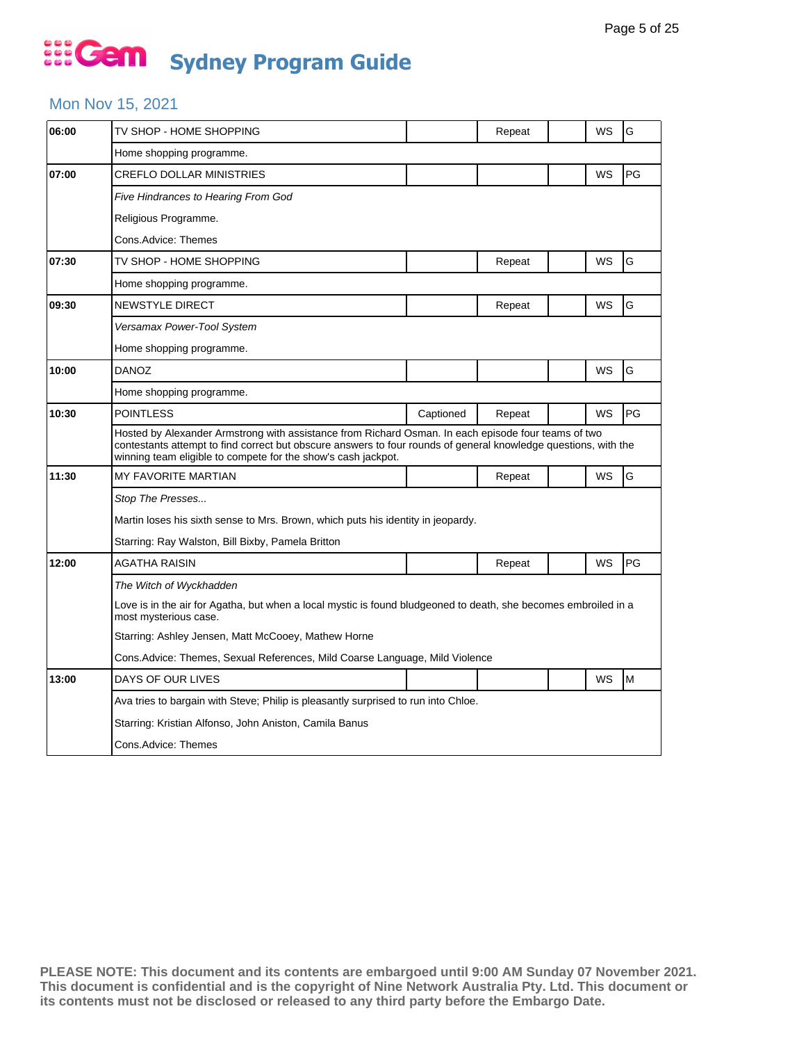# Gem Sydney Program Guide

## Mon Nov 15, 2021

| Time | Program | Captioned | Repeat | | WS | Rating |
|---|---|---|---|---|---|---|
| 06:00 | TV SHOP - HOME SHOPPING | | Repeat | | WS | G |
| | Home shopping programme. | | | | | |
| 07:00 | CREFLO DOLLAR MINISTRIES | | | | WS | PG |
| | *Five Hindrances to Hearing From God*<br>Religious Programme.<br>Cons.Advice: Themes | | | | | |
| 07:30 | TV SHOP - HOME SHOPPING | | Repeat | | WS | G |
| | Home shopping programme. | | | | | |
| 09:30 | NEWSTYLE DIRECT | | Repeat | | WS | G |
| | *Versamax Power-Tool System*<br>Home shopping programme. | | | | | |
| 10:00 | DANOZ | | | | WS | G |
| | Home shopping programme. | | | | | |
| 10:30 | POINTLESS | Captioned | Repeat | | WS | PG |
| | Hosted by Alexander Armstrong with assistance from Richard Osman. In each episode four teams of two contestants attempt to find correct but obscure answers to four rounds of general knowledge questions, with the winning team eligible to compete for the show's cash jackpot. | | | | | |
| 11:30 | MY FAVORITE MARTIAN | | Repeat | | WS | G |
| | *Stop The Presses...*<br>Martin loses his sixth sense to Mrs. Brown, which puts his identity in jeopardy.<br>Starring: Ray Walston, Bill Bixby, Pamela Britton | | | | | |
| 12:00 | AGATHA RAISIN | | Repeat | | WS | PG |
| | *The Witch of Wyckhadden*<br>Love is in the air for Agatha, but when a local mystic is found bludgeoned to death, she becomes embroiled in a most mysterious case.<br>Starring: Ashley Jensen, Matt McCooey, Mathew Horne<br>Cons.Advice: Themes, Sexual References, Mild Coarse Language, Mild Violence | | | | | |
| 13:00 | DAYS OF OUR LIVES | | | | WS | M |
| | Ava tries to bargain with Steve; Philip is pleasantly surprised to run into Chloe.<br>Starring: Kristian Alfonso, John Aniston, Camila Banus<br>Cons.Advice: Themes | | | | | |

**PLEASE NOTE: This document and its contents are embargoed until 9:00 AM Sunday 07 November 2021. This document is confidential and is the copyright of Nine Network Australia Pty. Ltd. This document or its contents must not be disclosed or released to any third party before the Embargo Date.**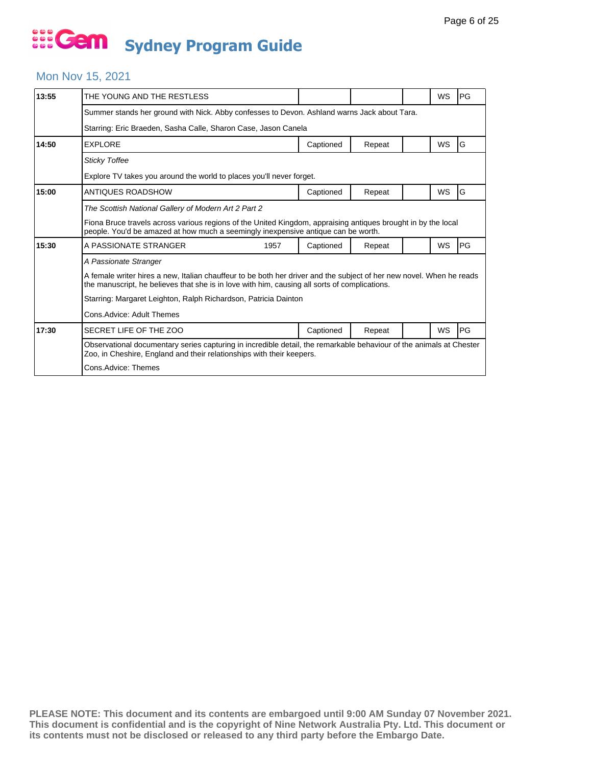# Gem Sydney Program Guide

## Mon Nov 15, 2021

| Time | Program | | | | | | |
|---|---|---|---|---|---|---|---|
| 13:55 | THE YOUNG AND THE RESTLESS | | | | | WS | PG |
| | Summer stands her ground with Nick. Abby confesses to Devon. Ashland warns Jack about Tara. | | | | | | |
| | Starring: Eric Braeden, Sasha Calle, Sharon Case, Jason Canela | | | | | | |
| 14:50 | EXPLORE | | Captioned | Repeat | | WS | G |
| | *Sticky Toffee* | | | | | | |
| | Explore TV takes you around the world to places you'll never forget. | | | | | | |
| 15:00 | ANTIQUES ROADSHOW | | Captioned | Repeat | | WS | G |
| | *The Scottish National Gallery of Modern Art 2 Part 2* | | | | | | |
| | Fiona Bruce travels across various regions of the United Kingdom, appraising antiques brought in by the local people. You'd be amazed at how much a seemingly inexpensive antique can be worth. | | | | | | |
| 15:30 | A PASSIONATE STRANGER | 1957 | Captioned | Repeat | | WS | PG |
| | *A Passionate Stranger* | | | | | | |
| | A female writer hires a new, Italian chauffeur to be both her driver and the subject of her new novel. When he reads the manuscript, he believes that she is in love with him, causing all sorts of complications. | | | | | | |
| | Starring: Margaret Leighton, Ralph Richardson, Patricia Dainton | | | | | | |
| | Cons.Advice: Adult Themes | | | | | | |
| 17:30 | SECRET LIFE OF THE ZOO | | Captioned | Repeat | | WS | PG |
| | Observational documentary series capturing in incredible detail, the remarkable behaviour of the animals at Chester Zoo, in Cheshire, England and their relationships with their keepers. | | | | | | |
| | Cons.Advice: Themes | | | | | | |

**PLEASE NOTE: This document and its contents are embargoed until 9:00 AM Sunday 07 November 2021. This document is confidential and is the copyright of Nine Network Australia Pty. Ltd. This document or its contents must not be disclosed or released to any third party before the Embargo Date.**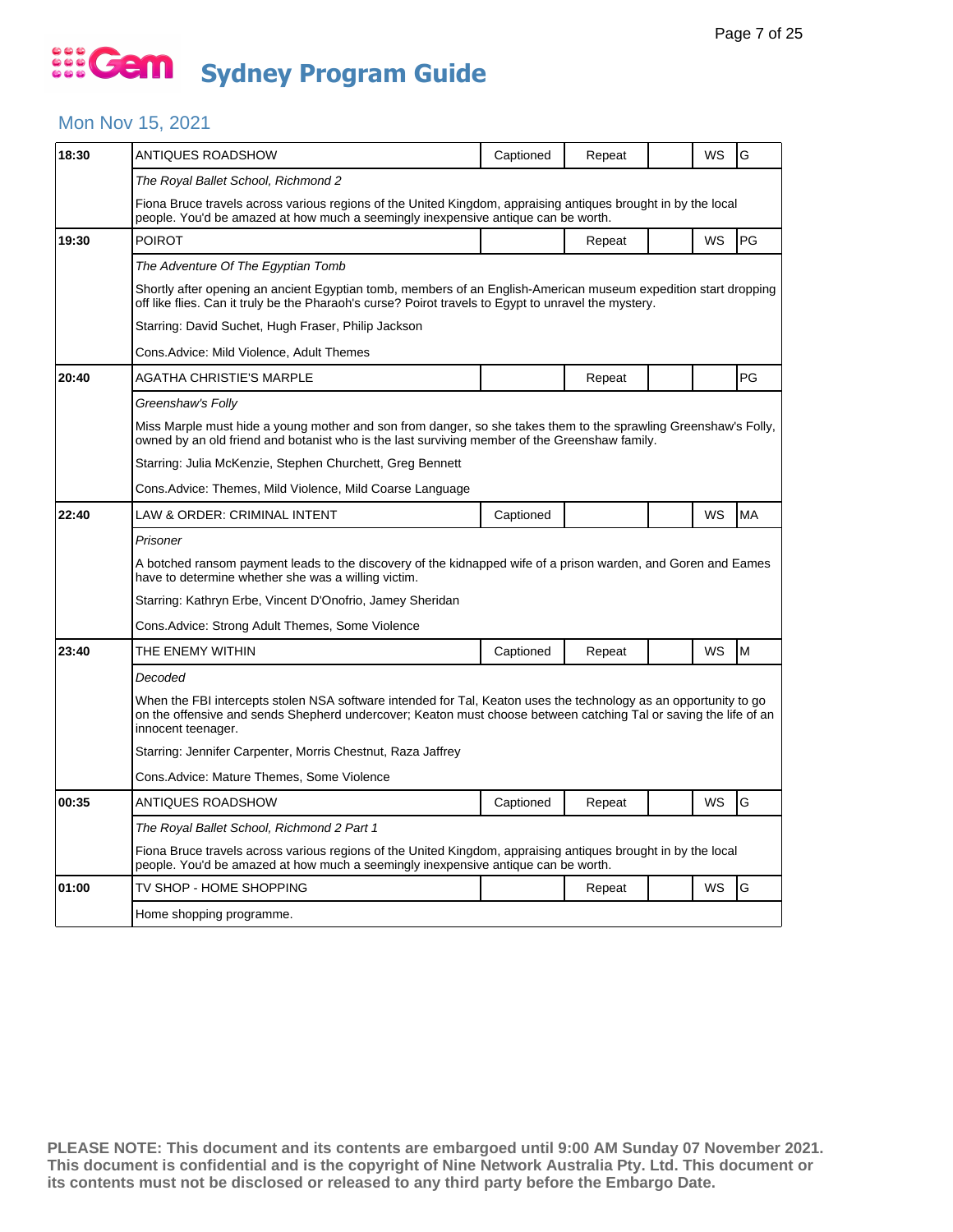# Sydney Program Guide

## Mon Nov 15, 2021

| Time | Program | Captioned | Repeat | | WS | Rating |
|---|---|---|---|---|---|---|
| 18:30 | ANTIQUES ROADSHOW | Captioned | Repeat | | WS | G |
| | *The Royal Ballet School, Richmond 2* | | | | | |
| | Fiona Bruce travels across various regions of the United Kingdom, appraising antiques brought in by the local people. You'd be amazed at how much a seemingly inexpensive antique can be worth. | | | | | |
| 19:30 | POIROT | | Repeat | | WS | PG |
| | *The Adventure Of The Egyptian Tomb* | | | | | |
| | Shortly after opening an ancient Egyptian tomb, members of an English-American museum expedition start dropping off like flies. Can it truly be the Pharaoh's curse? Poirot travels to Egypt to unravel the mystery. | | | | | |
| | Starring: David Suchet, Hugh Fraser, Philip Jackson | | | | | |
| | Cons.Advice: Mild Violence, Adult Themes | | | | | |
| 20:40 | AGATHA CHRISTIE'S MARPLE | | Repeat | | | PG |
| | *Greenshaw's Folly* | | | | | |
| | Miss Marple must hide a young mother and son from danger, so she takes them to the sprawling Greenshaw's Folly, owned by an old friend and botanist who is the last surviving member of the Greenshaw family. | | | | | |
| | Starring: Julia McKenzie, Stephen Churchett, Greg Bennett | | | | | |
| | Cons.Advice: Themes, Mild Violence, Mild Coarse Language | | | | | |
| 22:40 | LAW & ORDER: CRIMINAL INTENT | Captioned | | | WS | MA |
| | *Prisoner* | | | | | |
| | A botched ransom payment leads to the discovery of the kidnapped wife of a prison warden, and Goren and Eames have to determine whether she was a willing victim. | | | | | |
| | Starring: Kathryn Erbe, Vincent D'Onofrio, Jamey Sheridan | | | | | |
| | Cons.Advice: Strong Adult Themes, Some Violence | | | | | |
| 23:40 | THE ENEMY WITHIN | Captioned | Repeat | | WS | M |
| | *Decoded* | | | | | |
| | When the FBI intercepts stolen NSA software intended for Tal, Keaton uses the technology as an opportunity to go on the offensive and sends Shepherd undercover; Keaton must choose between catching Tal or saving the life of an innocent teenager. | | | | | |
| | Starring: Jennifer Carpenter, Morris Chestnut, Raza Jaffrey | | | | | |
| | Cons.Advice: Mature Themes, Some Violence | | | | | |
| 00:35 | ANTIQUES ROADSHOW | Captioned | Repeat | | WS | G |
| | *The Royal Ballet School, Richmond 2 Part 1* | | | | | |
| | Fiona Bruce travels across various regions of the United Kingdom, appraising antiques brought in by the local people. You'd be amazed at how much a seemingly inexpensive antique can be worth. | | | | | |
| 01:00 | TV SHOP - HOME SHOPPING | | Repeat | | WS | G |
| | Home shopping programme. | | | | | |

**PLEASE NOTE: This document and its contents are embargoed until 9:00 AM Sunday 07 November 2021. This document is confidential and is the copyright of Nine Network Australia Pty. Ltd. This document or its contents must not be disclosed or released to any third party before the Embargo Date.**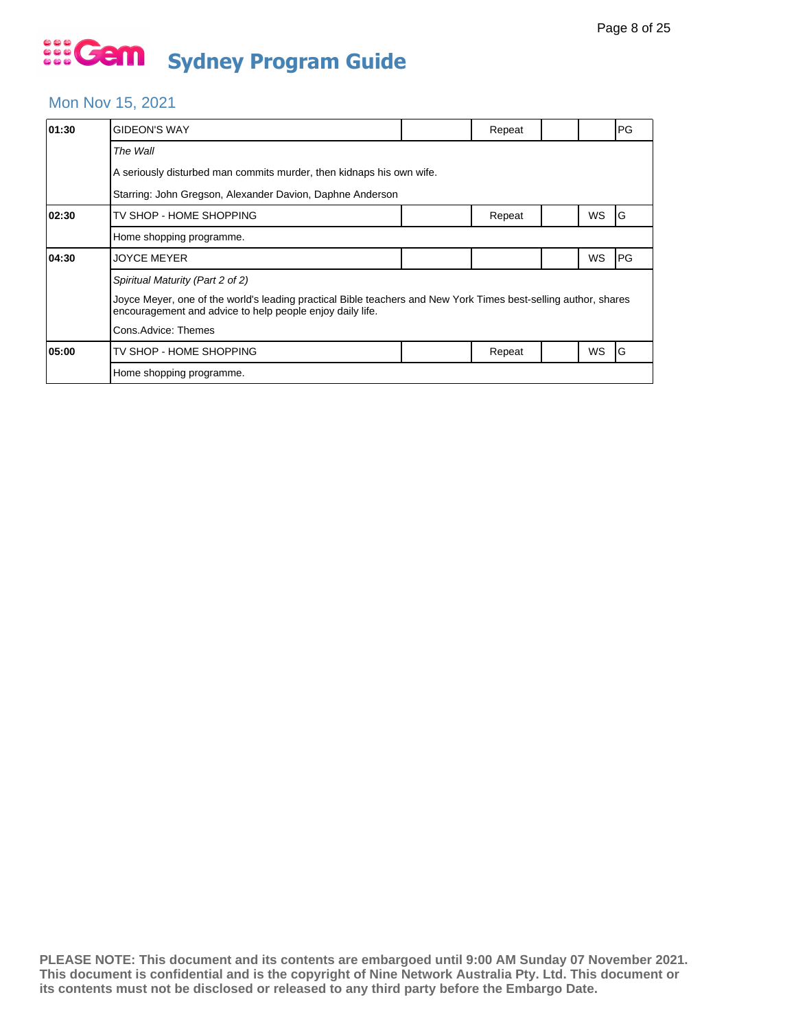# Sydney Program Guide

## Mon Nov 15, 2021

| Time | Program | | | | | Rating |
|---|---|---|---|---|---|---|
| 01:30 | GIDEON'S WAY | | Repeat | | | PG |
| | *The Wall* | | | | | |
| | A seriously disturbed man commits murder, then kidnaps his own wife. | | | | | |
| | Starring: John Gregson, Alexander Davion, Daphne Anderson | | | | | |
| 02:30 | TV SHOP - HOME SHOPPING | | Repeat | | WS | G |
| | Home shopping programme. | | | | | |
| 04:30 | JOYCE MEYER | | | | WS | PG |
| | *Spiritual Maturity (Part 2 of 2)* | | | | | |
| | Joyce Meyer, one of the world's leading practical Bible teachers and New York Times best-selling author, shares encouragement and advice to help people enjoy daily life. | | | | | |
| | Cons.Advice: Themes | | | | | |
| 05:00 | TV SHOP - HOME SHOPPING | | Repeat | | WS | G |
| | Home shopping programme. | | | | | |

**PLEASE NOTE: This document and its contents are embargoed until 9:00 AM Sunday 07 November 2021. This document is confidential and is the copyright of Nine Network Australia Pty. Ltd. This document or its contents must not be disclosed or released to any third party before the Embargo Date.**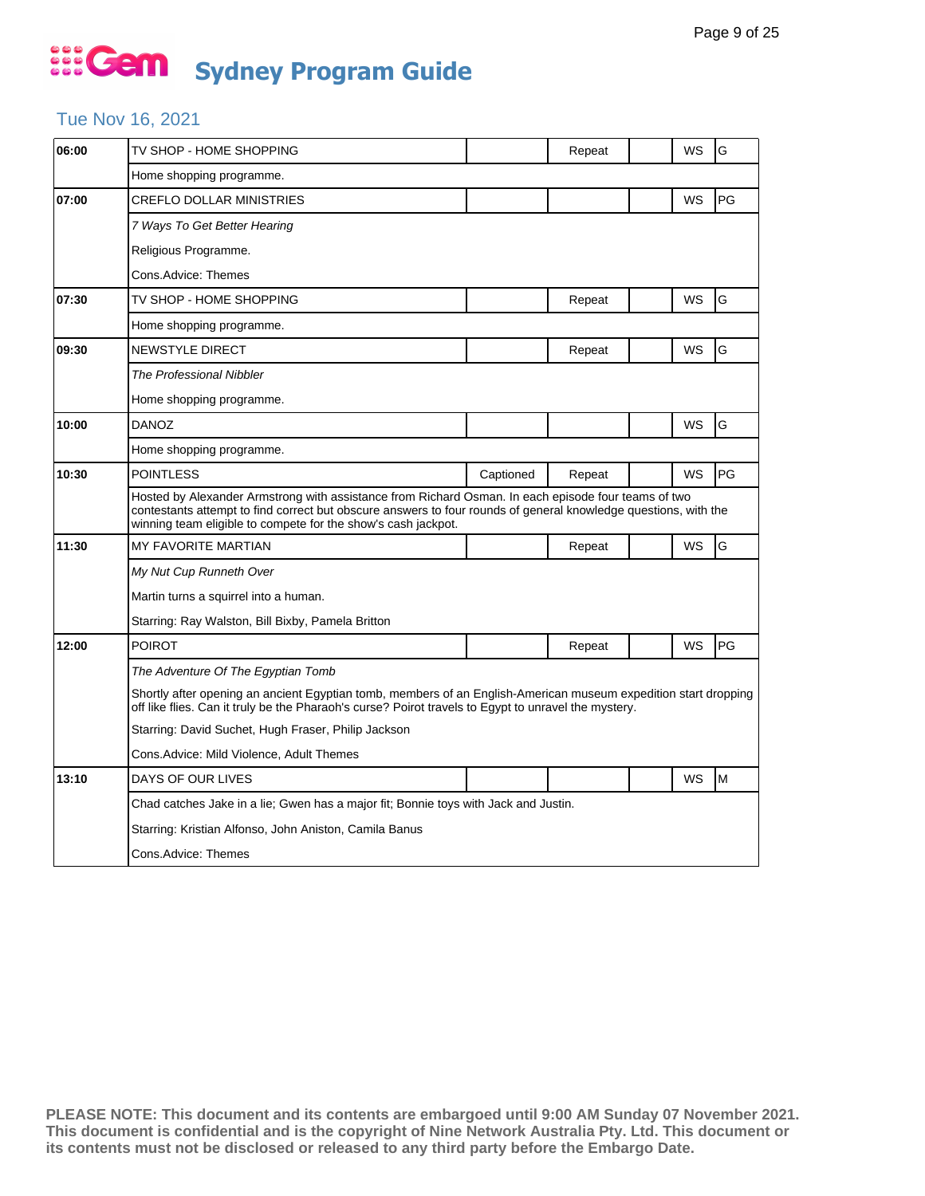# Gem Sydney Program Guide

## Tue Nov 16, 2021

| Time | Program | Captioned | Repeat | | WS | Rating |
|---|---|---|---|---|---|---|
| 06:00 | TV SHOP - HOME SHOPPING | | Repeat | | WS | G |
| | Home shopping programme. | | | | | |
| 07:00 | CREFLO DOLLAR MINISTRIES | | | | WS | PG |
| | *7 Ways To Get Better Hearing* | | | | | |
| | Religious Programme. | | | | | |
| | Cons.Advice: Themes | | | | | |
| 07:30 | TV SHOP - HOME SHOPPING | | Repeat | | WS | G |
| | Home shopping programme. | | | | | |
| 09:30 | NEWSTYLE DIRECT | | Repeat | | WS | G |
| | *The Professional Nibbler* | | | | | |
| | Home shopping programme. | | | | | |
| 10:00 | DANOZ | | | | WS | G |
| | Home shopping programme. | | | | | |
| 10:30 | POINTLESS | Captioned | Repeat | | WS | PG |
| | Hosted by Alexander Armstrong with assistance from Richard Osman. In each episode four teams of two contestants attempt to find correct but obscure answers to four rounds of general knowledge questions, with the winning team eligible to compete for the show's cash jackpot. | | | | | |
| 11:30 | MY FAVORITE MARTIAN | | Repeat | | WS | G |
| | *My Nut Cup Runneth Over* | | | | | |
| | Martin turns a squirrel into a human. | | | | | |
| | Starring: Ray Walston, Bill Bixby, Pamela Britton | | | | | |
| 12:00 | POIROT | | Repeat | | WS | PG |
| | *The Adventure Of The Egyptian Tomb* | | | | | |
| | Shortly after opening an ancient Egyptian tomb, members of an English-American museum expedition start dropping off like flies. Can it truly be the Pharaoh's curse? Poirot travels to Egypt to unravel the mystery. | | | | | |
| | Starring: David Suchet, Hugh Fraser, Philip Jackson | | | | | |
| | Cons.Advice: Mild Violence, Adult Themes | | | | | |
| 13:10 | DAYS OF OUR LIVES | | | | WS | M |
| | Chad catches Jake in a lie; Gwen has a major fit; Bonnie toys with Jack and Justin. | | | | | |
| | Starring: Kristian Alfonso, John Aniston, Camila Banus | | | | | |
| | Cons.Advice: Themes | | | | | |

**PLEASE NOTE: This document and its contents are embargoed until 9:00 AM Sunday 07 November 2021. This document is confidential and is the copyright of Nine Network Australia Pty. Ltd. This document or its contents must not be disclosed or released to any third party before the Embargo Date.**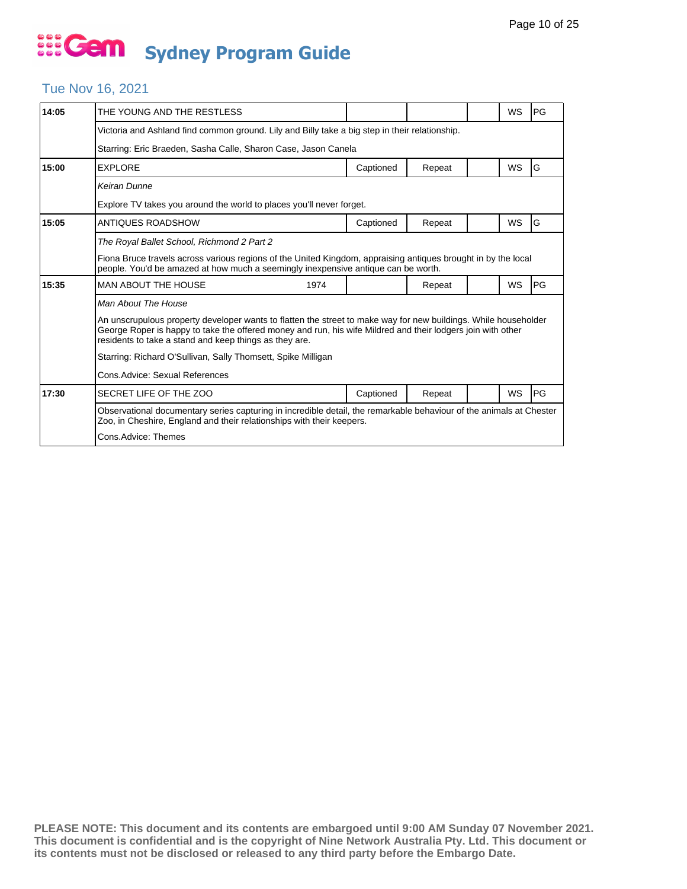# Gem Sydney Program Guide

## Tue Nov 16, 2021

| Time | Program | Year | Captioned | Repeat | | WS | Rating |
|---|---|---|---|---|---|---|---|
| 14:05 | THE YOUNG AND THE RESTLESS | | | | | WS | PG |
| | Victoria and Ashland find common ground. Lily and Billy take a big step in their relationship. | | | | | | |
| | Starring: Eric Braeden, Sasha Calle, Sharon Case, Jason Canela | | | | | | |
| 15:00 | EXPLORE | | Captioned | Repeat | | WS | G |
| | *Keiran Dunne* | | | | | | |
| | Explore TV takes you around the world to places you'll never forget. | | | | | | |
| 15:05 | ANTIQUES ROADSHOW | | Captioned | Repeat | | WS | G |
| | *The Royal Ballet School, Richmond 2 Part 2* | | | | | | |
| | Fiona Bruce travels across various regions of the United Kingdom, appraising antiques brought in by the local people. You'd be amazed at how much a seemingly inexpensive antique can be worth. | | | | | | |
| 15:35 | MAN ABOUT THE HOUSE | 1974 | | Repeat | | WS | PG |
| | *Man About The House* | | | | | | |
| | An unscrupulous property developer wants to flatten the street to make way for new buildings. While householder George Roper is happy to take the offered money and run, his wife Mildred and their lodgers join with other residents to take a stand and keep things as they are. | | | | | | |
| | Starring: Richard O'Sullivan, Sally Thomsett, Spike Milligan | | | | | | |
| | Cons.Advice: Sexual References | | | | | | |
| 17:30 | SECRET LIFE OF THE ZOO | | Captioned | Repeat | | WS | PG |
| | Observational documentary series capturing in incredible detail, the remarkable behaviour of the animals at Chester Zoo, in Cheshire, England and their relationships with their keepers. | | | | | | |
| | Cons.Advice: Themes | | | | | | |

**PLEASE NOTE: This document and its contents are embargoed until 9:00 AM Sunday 07 November 2021. This document is confidential and is the copyright of Nine Network Australia Pty. Ltd. This document or its contents must not be disclosed or released to any third party before the Embargo Date.**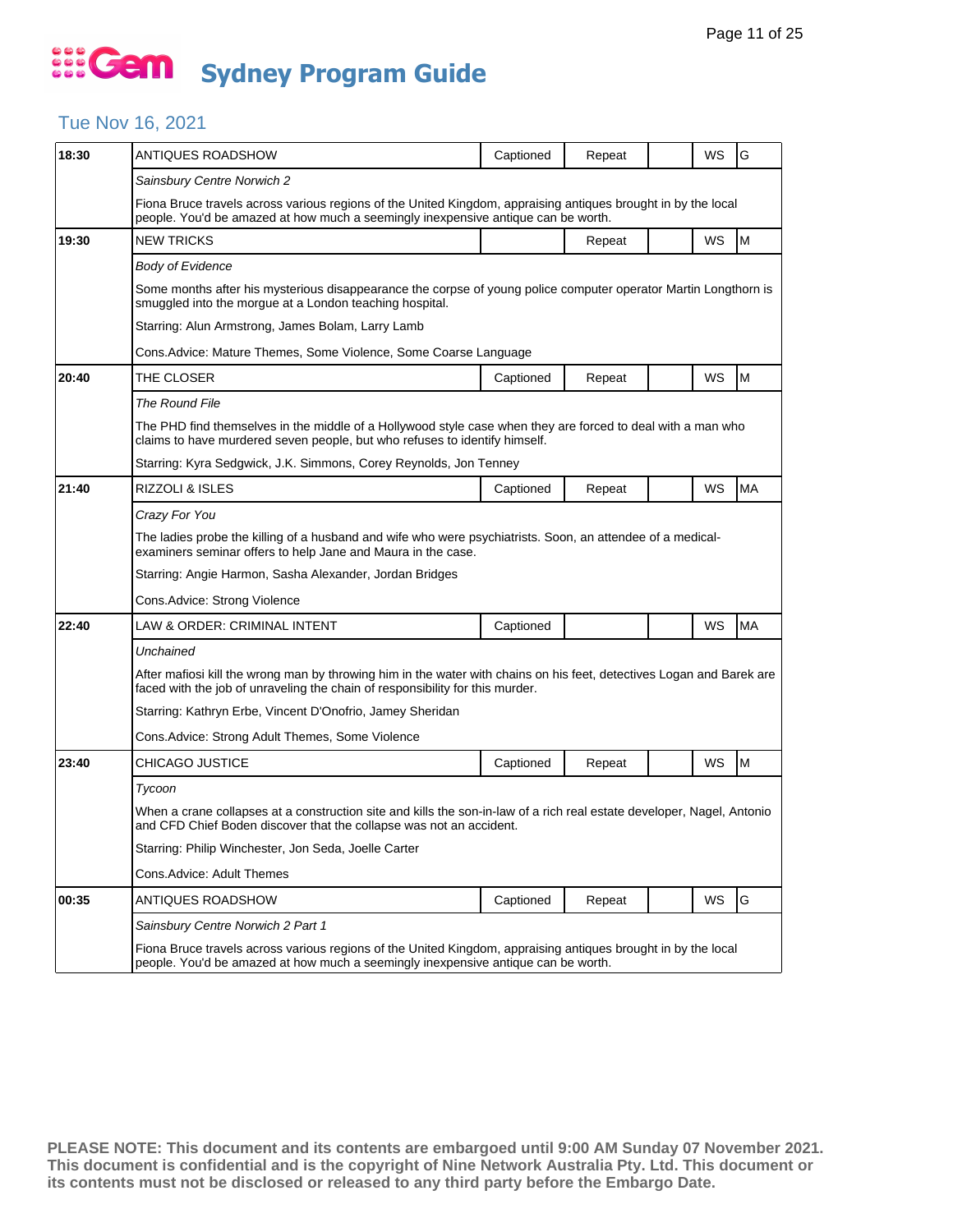# Sydney Program Guide

## Tue Nov 16, 2021

| Time | Program | Captioned | Repeat | | WS | Rating |
|---|---|---|---|---|---|---|
| 18:30 | ANTIQUES ROADSHOW | Captioned | Repeat | | WS | G |
| | *Sainsbury Centre Norwich 2* | | | | | |
| | Fiona Bruce travels across various regions of the United Kingdom, appraising antiques brought in by the local people. You'd be amazed at how much a seemingly inexpensive antique can be worth. | | | | | |
| 19:30 | NEW TRICKS | | Repeat | | WS | M |
| | *Body of Evidence* | | | | | |
| | Some months after his mysterious disappearance the corpse of young police computer operator Martin Longthorn is smuggled into the morgue at a London teaching hospital. | | | | | |
| | Starring: Alun Armstrong, James Bolam, Larry Lamb | | | | | |
| | Cons.Advice: Mature Themes, Some Violence, Some Coarse Language | | | | | |
| 20:40 | THE CLOSER | Captioned | Repeat | | WS | M |
| | *The Round File* | | | | | |
| | The PHD find themselves in the middle of a Hollywood style case when they are forced to deal with a man who claims to have murdered seven people, but who refuses to identify himself. | | | | | |
| | Starring: Kyra Sedgwick, J.K. Simmons, Corey Reynolds, Jon Tenney | | | | | |
| 21:40 | RIZZOLI & ISLES | Captioned | Repeat | | WS | MA |
| | *Crazy For You* | | | | | |
| | The ladies probe the killing of a husband and wife who were psychiatrists. Soon, an attendee of a medical-examiners seminar offers to help Jane and Maura in the case. | | | | | |
| | Starring: Angie Harmon, Sasha Alexander, Jordan Bridges | | | | | |
| | Cons.Advice: Strong Violence | | | | | |
| 22:40 | LAW & ORDER: CRIMINAL INTENT | Captioned | | | WS | MA |
| | *Unchained* | | | | | |
| | After mafiosi kill the wrong man by throwing him in the water with chains on his feet, detectives Logan and Barek are faced with the job of unraveling the chain of responsibility for this murder. | | | | | |
| | Starring: Kathryn Erbe, Vincent D'Onofrio, Jamey Sheridan | | | | | |
| | Cons.Advice: Strong Adult Themes, Some Violence | | | | | |
| 23:40 | CHICAGO JUSTICE | Captioned | Repeat | | WS | M |
| | *Tycoon* | | | | | |
| | When a crane collapses at a construction site and kills the son-in-law of a rich real estate developer, Nagel, Antonio and CFD Chief Boden discover that the collapse was not an accident. | | | | | |
| | Starring: Philip Winchester, Jon Seda, Joelle Carter | | | | | |
| | Cons.Advice: Adult Themes | | | | | |
| 00:35 | ANTIQUES ROADSHOW | Captioned | Repeat | | WS | G |
| | *Sainsbury Centre Norwich 2 Part 1* | | | | | |
| | Fiona Bruce travels across various regions of the United Kingdom, appraising antiques brought in by the local people. You'd be amazed at how much a seemingly inexpensive antique can be worth. | | | | | |

**PLEASE NOTE: This document and its contents are embargoed until 9:00 AM Sunday 07 November 2021. This document is confidential and is the copyright of Nine Network Australia Pty. Ltd. This document or its contents must not be disclosed or released to any third party before the Embargo Date.**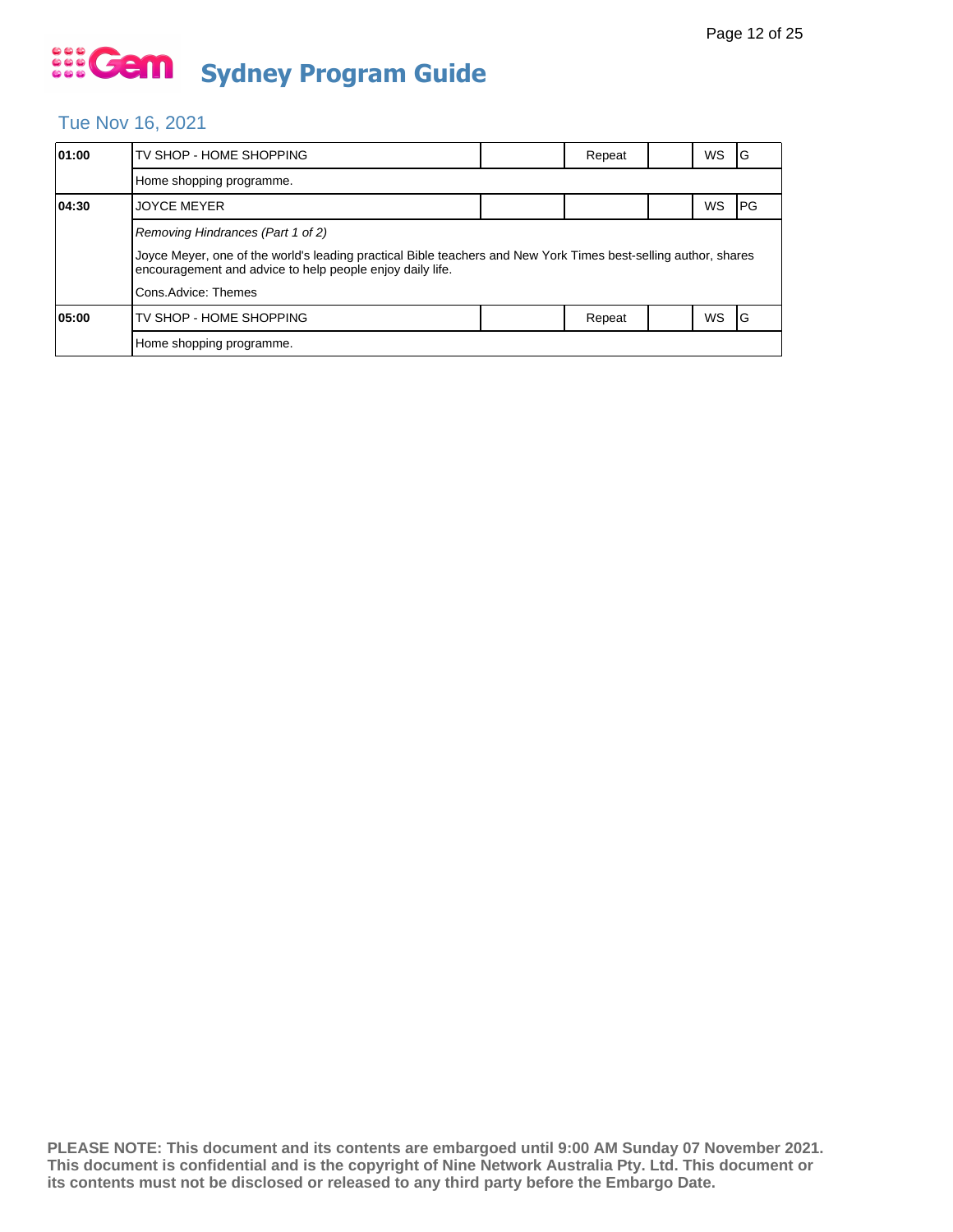# Sydney Program Guide

## Tue Nov 16, 2021

| Time | Program | | | | | |
|---|---|---|---|---|---|---|
| **01:00** | TV SHOP - HOME SHOPPING | | Repeat | | WS | G |
| | Home shopping programme. | | | | | |
| **04:30** | JOYCE MEYER | | | | WS | PG |
| | *Removing Hindrances (Part 1 of 2)*<br>Joyce Meyer, one of the world's leading practical Bible teachers and New York Times best-selling author, shares encouragement and advice to help people enjoy daily life.<br>Cons.Advice: Themes | | | | | |
| **05:00** | TV SHOP - HOME SHOPPING | | Repeat | | WS | G |
| | Home shopping programme. | | | | | |

**PLEASE NOTE: This document and its contents are embargoed until 9:00 AM Sunday 07 November 2021. This document is confidential and is the copyright of Nine Network Australia Pty. Ltd. This document or its contents must not be disclosed or released to any third party before the Embargo Date.**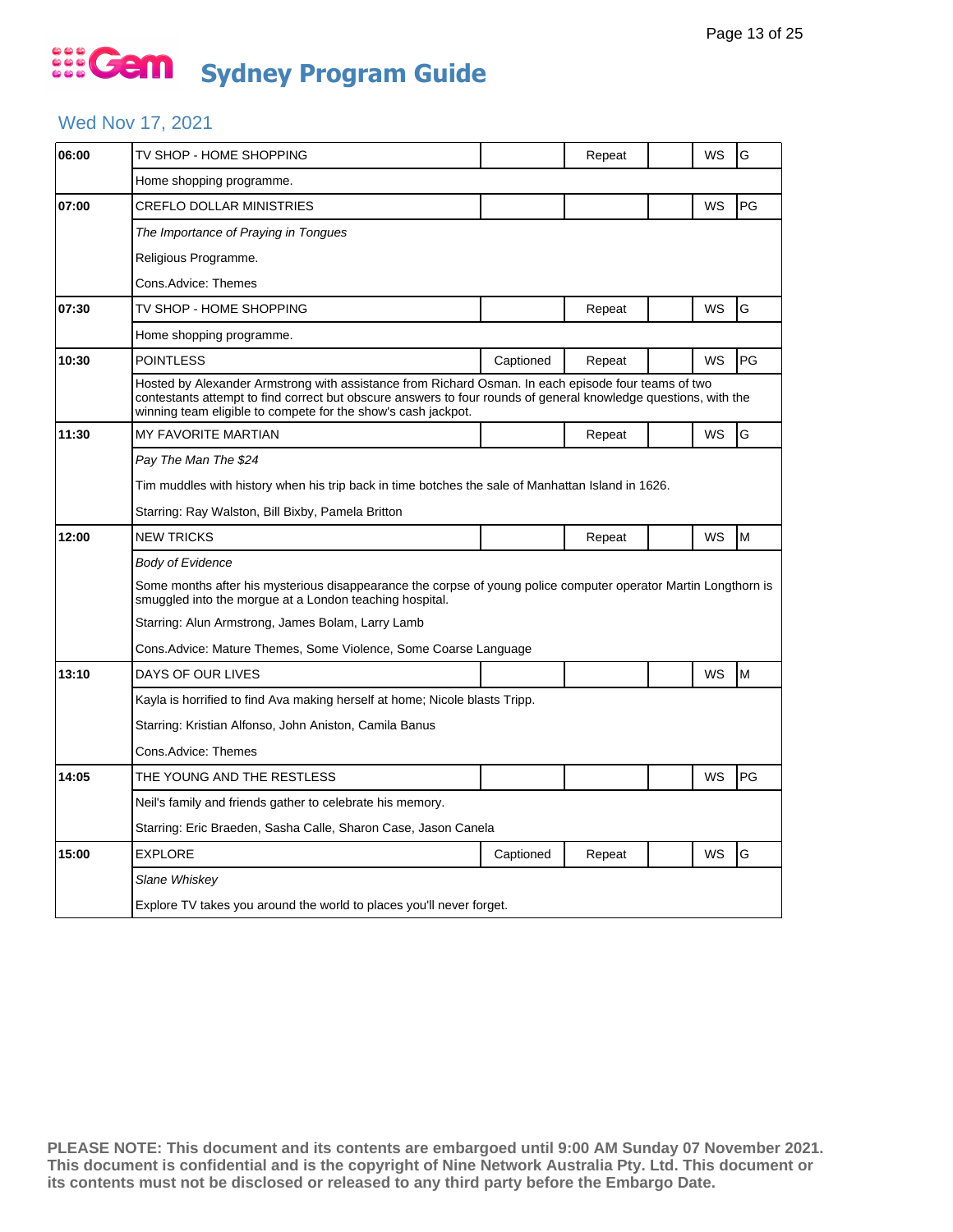# Gem Sydney Program Guide

## Wed Nov 17, 2021

| Time | Program | Captioned | Repeat | | WS | Rating |
|---|---|---|---|---|---|---|
| 06:00 | TV SHOP - HOME SHOPPING | | Repeat | | WS | G |
| | Home shopping programme. | | | | | |
| 07:00 | CREFLO DOLLAR MINISTRIES | | | | WS | PG |
| | *The Importance of Praying in Tongues* | | | | | |
| | Religious Programme. | | | | | |
| | Cons.Advice: Themes | | | | | |
| 07:30 | TV SHOP - HOME SHOPPING | | Repeat | | WS | G |
| | Home shopping programme. | | | | | |
| 10:30 | POINTLESS | Captioned | Repeat | | WS | PG |
| | Hosted by Alexander Armstrong with assistance from Richard Osman. In each episode four teams of two contestants attempt to find correct but obscure answers to four rounds of general knowledge questions, with the winning team eligible to compete for the show's cash jackpot. | | | | | |
| 11:30 | MY FAVORITE MARTIAN | | Repeat | | WS | G |
| | *Pay The Man The $24* | | | | | |
| | Tim muddles with history when his trip back in time botches the sale of Manhattan Island in 1626. | | | | | |
| | Starring: Ray Walston, Bill Bixby, Pamela Britton | | | | | |
| 12:00 | NEW TRICKS | | Repeat | | WS | M |
| | *Body of Evidence* | | | | | |
| | Some months after his mysterious disappearance the corpse of young police computer operator Martin Longthorn is smuggled into the morgue at a London teaching hospital. | | | | | |
| | Starring: Alun Armstrong, James Bolam, Larry Lamb | | | | | |
| | Cons.Advice: Mature Themes, Some Violence, Some Coarse Language | | | | | |
| 13:10 | DAYS OF OUR LIVES | | | | WS | M |
| | Kayla is horrified to find Ava making herself at home; Nicole blasts Tripp. | | | | | |
| | Starring: Kristian Alfonso, John Aniston, Camila Banus | | | | | |
| | Cons.Advice: Themes | | | | | |
| 14:05 | THE YOUNG AND THE RESTLESS | | | | WS | PG |
| | Neil's family and friends gather to celebrate his memory. | | | | | |
| | Starring: Eric Braeden, Sasha Calle, Sharon Case, Jason Canela | | | | | |
| 15:00 | EXPLORE | Captioned | Repeat | | WS | G |
| | *Slane Whiskey* | | | | | |
| | Explore TV takes you around the world to places you'll never forget. | | | | | |

**PLEASE NOTE: This document and its contents are embargoed until 9:00 AM Sunday 07 November 2021. This document is confidential and is the copyright of Nine Network Australia Pty. Ltd. This document or its contents must not be disclosed or released to any third party before the Embargo Date.**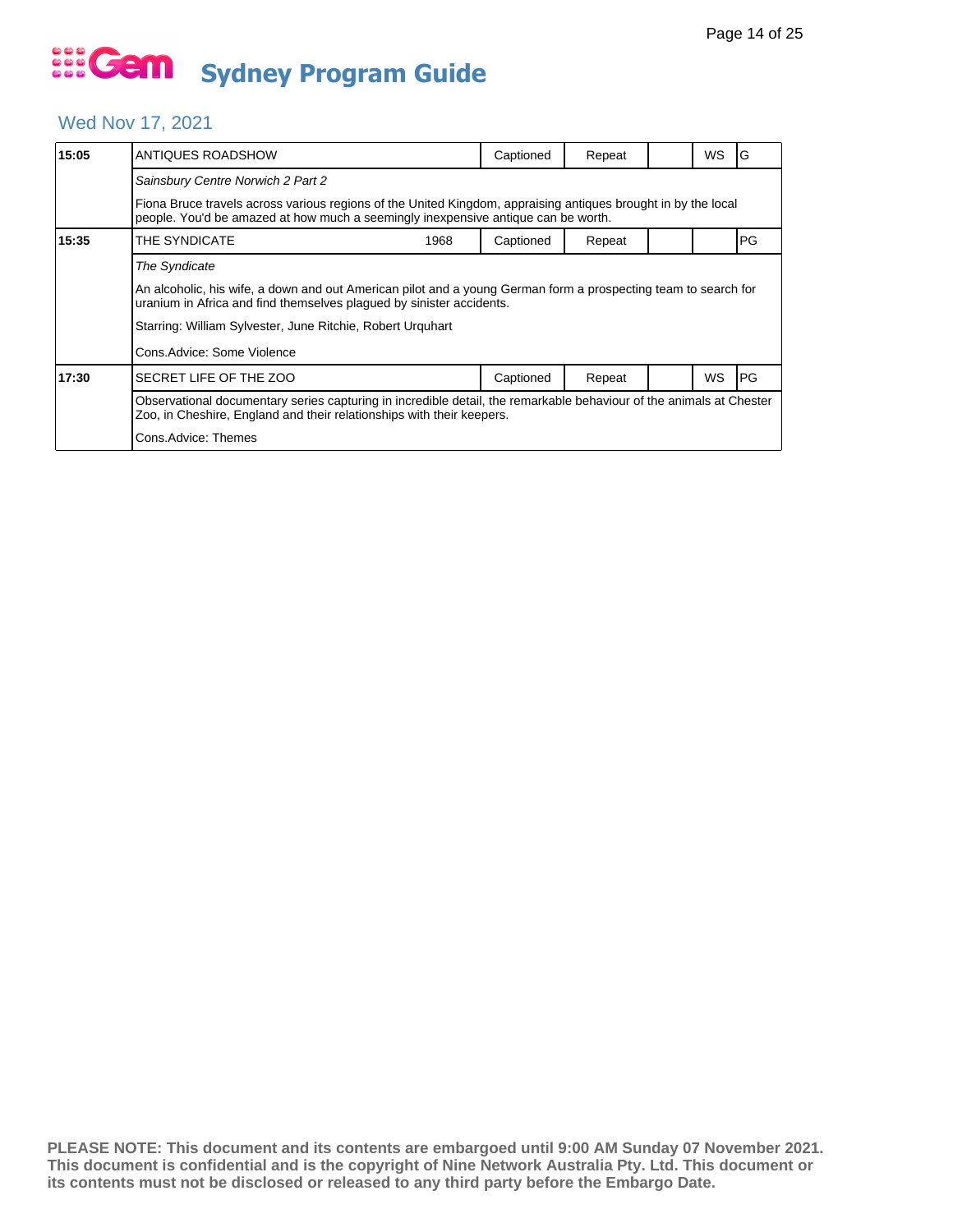# Gem Sydney Program Guide

## Wed Nov 17, 2021

| Time | Program | Year | Captioned | Repeat | | WS | Rating |
|---|---|---|---|---|---|---|---|
| 15:05 | ANTIQUES ROADSHOW | | Captioned | Repeat | | WS | G |
| | *Sainsbury Centre Norwich 2 Part 2* | | | | | | |
| | Fiona Bruce travels across various regions of the United Kingdom, appraising antiques brought in by the local people. You'd be amazed at how much a seemingly inexpensive antique can be worth. | | | | | | |
| 15:35 | THE SYNDICATE | 1968 | Captioned | Repeat | | | PG |
| | *The Syndicate* | | | | | | |
| | An alcoholic, his wife, a down and out American pilot and a young German form a prospecting team to search for uranium in Africa and find themselves plagued by sinister accidents. | | | | | | |
| | Starring: William Sylvester, June Ritchie, Robert Urquhart | | | | | | |
| | Cons.Advice: Some Violence | | | | | | |
| 17:30 | SECRET LIFE OF THE ZOO | | Captioned | Repeat | | WS | PG |
| | Observational documentary series capturing in incredible detail, the remarkable behaviour of the animals at Chester Zoo, in Cheshire, England and their relationships with their keepers. | | | | | | |
| | Cons.Advice: Themes | | | | | | |

**PLEASE NOTE: This document and its contents are embargoed until 9:00 AM Sunday 07 November 2021. This document is confidential and is the copyright of Nine Network Australia Pty. Ltd. This document or its contents must not be disclosed or released to any third party before the Embargo Date.**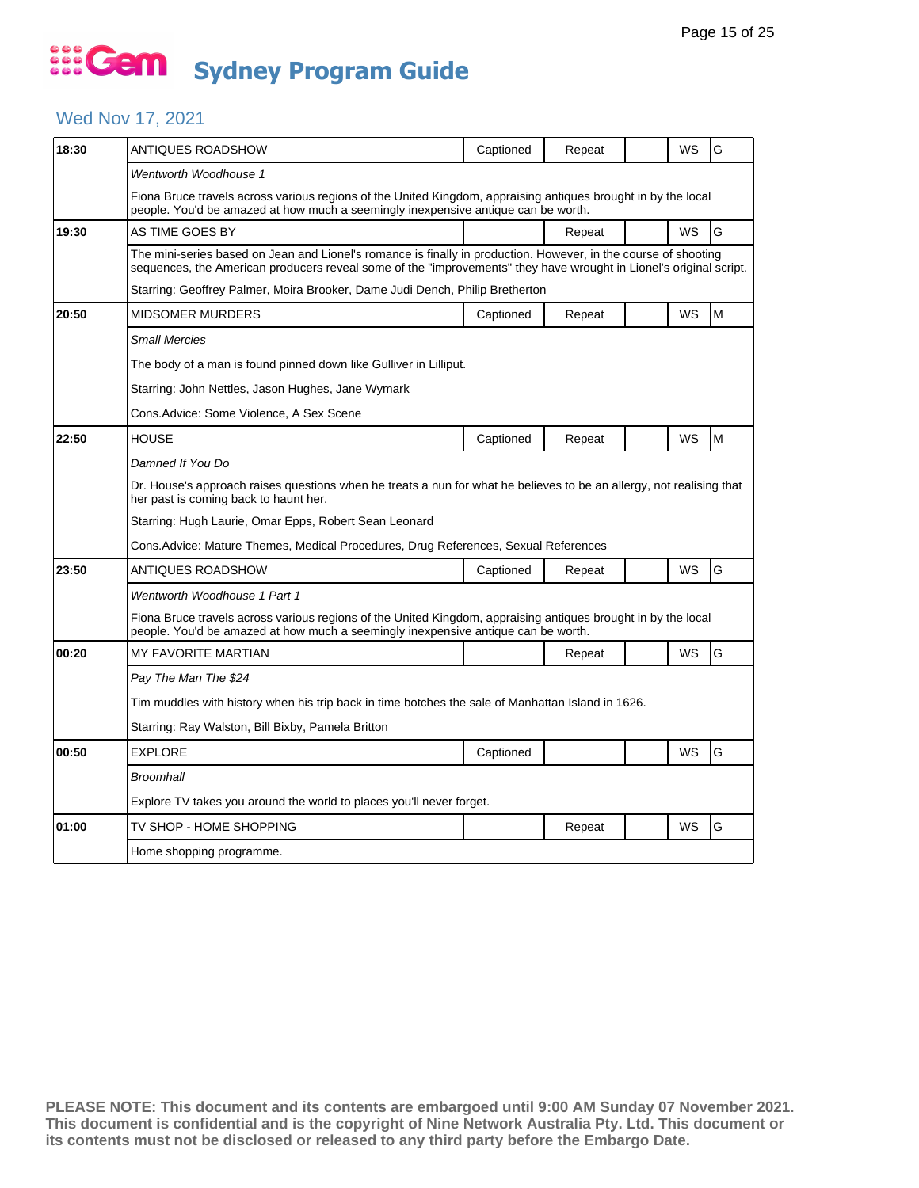# Gem Sydney Program Guide

## Wed Nov 17, 2021

| Time | Program | Captioned | Repeat | | WS | Rating |
|---|---|---|---|---|---|---|
| 18:30 | ANTIQUES ROADSHOW | Captioned | Repeat | | WS | G |
| | *Wentworth Woodhouse 1* | | | | | |
| | Fiona Bruce travels across various regions of the United Kingdom, appraising antiques brought in by the local people. You'd be amazed at how much a seemingly inexpensive antique can be worth. | | | | | |
| 19:30 | AS TIME GOES BY | | Repeat | | WS | G |
| | The mini-series based on Jean and Lionel's romance is finally in production. However, in the course of shooting sequences, the American producers reveal some of the "improvements" they have wrought in Lionel's original script. | | | | | |
| | Starring: Geoffrey Palmer, Moira Brooker, Dame Judi Dench, Philip Bretherton | | | | | |
| 20:50 | MIDSOMER MURDERS | Captioned | Repeat | | WS | M |
| | *Small Mercies* | | | | | |
| | The body of a man is found pinned down like Gulliver in Lilliput. | | | | | |
| | Starring: John Nettles, Jason Hughes, Jane Wymark | | | | | |
| | Cons.Advice: Some Violence, A Sex Scene | | | | | |
| 22:50 | HOUSE | Captioned | Repeat | | WS | M |
| | *Damned If You Do* | | | | | |
| | Dr. House's approach raises questions when he treats a nun for what he believes to be an allergy, not realising that her past is coming back to haunt her. | | | | | |
| | Starring: Hugh Laurie, Omar Epps, Robert Sean Leonard | | | | | |
| | Cons.Advice: Mature Themes, Medical Procedures, Drug References, Sexual References | | | | | |
| 23:50 | ANTIQUES ROADSHOW | Captioned | Repeat | | WS | G |
| | *Wentworth Woodhouse 1 Part 1* | | | | | |
| | Fiona Bruce travels across various regions of the United Kingdom, appraising antiques brought in by the local people. You'd be amazed at how much a seemingly inexpensive antique can be worth. | | | | | |
| 00:20 | MY FAVORITE MARTIAN | | Repeat | | WS | G |
| | *Pay The Man The $24* | | | | | |
| | Tim muddles with history when his trip back in time botches the sale of Manhattan Island in 1626. | | | | | |
| | Starring: Ray Walston, Bill Bixby, Pamela Britton | | | | | |
| 00:50 | EXPLORE | Captioned | | | WS | G |
| | *Broomhall* | | | | | |
| | Explore TV takes you around the world to places you'll never forget. | | | | | |
| 01:00 | TV SHOP - HOME SHOPPING | | Repeat | | WS | G |
| | Home shopping programme. | | | | | |

**PLEASE NOTE: This document and its contents are embargoed until 9:00 AM Sunday 07 November 2021. This document is confidential and is the copyright of Nine Network Australia Pty. Ltd. This document or its contents must not be disclosed or released to any third party before the Embargo Date.**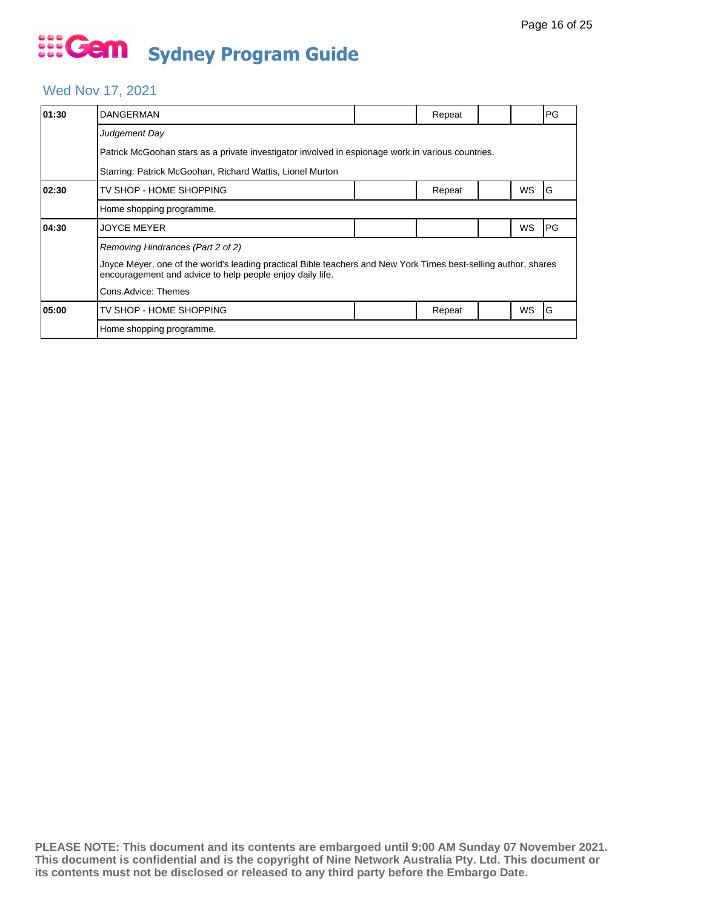# Gem Sydney Program Guide

## Wed Nov 17, 2021

| Time | Program | | Repeat | | WS | Rating |
|---|---|---|---|---|---|---|
| **01:30** | DANGERMAN | | Repeat | | | PG |
| | *Judgement Day*<br>Patrick McGoohan stars as a private investigator involved in espionage work in various countries.<br>Starring: Patrick McGoohan, Richard Wattis, Lionel Murton | | | | | |
| **02:30** | TV SHOP - HOME SHOPPING | | Repeat | | WS | G |
| | Home shopping programme. | | | | | |
| **04:30** | JOYCE MEYER | | | | WS | PG |
| | *Removing Hindrances (Part 2 of 2)*<br>Joyce Meyer, one of the world's leading practical Bible teachers and New York Times best-selling author, shares encouragement and advice to help people enjoy daily life.<br>Cons.Advice: Themes | | | | | |
| **05:00** | TV SHOP - HOME SHOPPING | | Repeat | | WS | G |
| | Home shopping programme. | | | | | |

**PLEASE NOTE: This document and its contents are embargoed until 9:00 AM Sunday 07 November 2021. This document is confidential and is the copyright of Nine Network Australia Pty. Ltd. This document or its contents must not be disclosed or released to any third party before the Embargo Date.**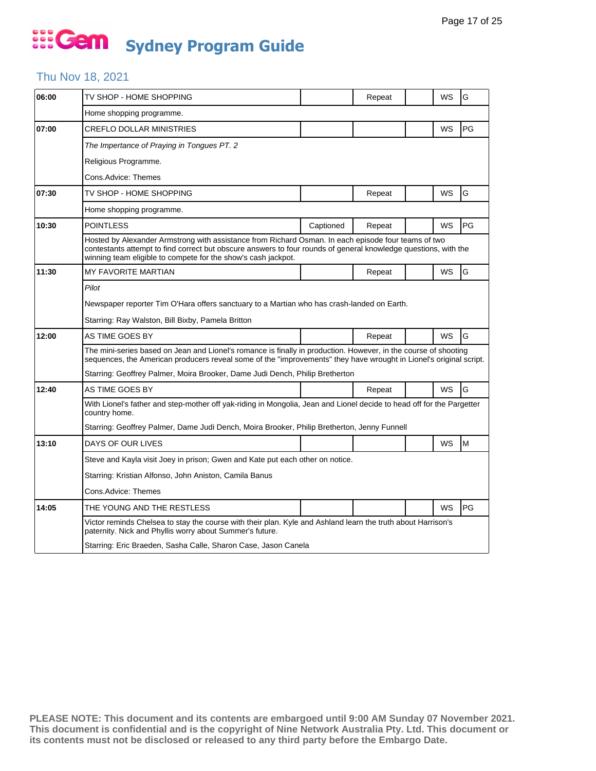# Gem Sydney Program Guide

## Thu Nov 18, 2021

| Time | Program | Captioned | Repeat | | WS | Rating |
|---|---|---|---|---|---|---|
| 06:00 | TV SHOP - HOME SHOPPING | | Repeat | | WS | G |
| | Home shopping programme. | | | | | |
| 07:00 | CREFLO DOLLAR MINISTRIES | | | | WS | PG |
| | *The Impertance of Praying in Tongues PT. 2* | | | | | |
| | Religious Programme. | | | | | |
| | Cons.Advice: Themes | | | | | |
| 07:30 | TV SHOP - HOME SHOPPING | | Repeat | | WS | G |
| | Home shopping programme. | | | | | |
| 10:30 | POINTLESS | Captioned | Repeat | | WS | PG |
| | Hosted by Alexander Armstrong with assistance from Richard Osman. In each episode four teams of two contestants attempt to find correct but obscure answers to four rounds of general knowledge questions, with the winning team eligible to compete for the show's cash jackpot. | | | | | |
| 11:30 | MY FAVORITE MARTIAN | | Repeat | | WS | G |
| | *Pilot* | | | | | |
| | Newspaper reporter Tim O'Hara offers sanctuary to a Martian who has crash-landed on Earth. | | | | | |
| | Starring: Ray Walston, Bill Bixby, Pamela Britton | | | | | |
| 12:00 | AS TIME GOES BY | | Repeat | | WS | G |
| | The mini-series based on Jean and Lionel's romance is finally in production. However, in the course of shooting sequences, the American producers reveal some of the "improvements" they have wrought in Lionel's original script. | | | | | |
| | Starring: Geoffrey Palmer, Moira Brooker, Dame Judi Dench, Philip Bretherton | | | | | |
| 12:40 | AS TIME GOES BY | | Repeat | | WS | G |
| | With Lionel's father and step-mother off yak-riding in Mongolia, Jean and Lionel decide to head off for the Pargetter country home. | | | | | |
| | Starring: Geoffrey Palmer, Dame Judi Dench, Moira Brooker, Philip Bretherton, Jenny Funnell | | | | | |
| 13:10 | DAYS OF OUR LIVES | | | | WS | M |
| | Steve and Kayla visit Joey in prison; Gwen and Kate put each other on notice. | | | | | |
| | Starring: Kristian Alfonso, John Aniston, Camila Banus | | | | | |
| | Cons.Advice: Themes | | | | | |
| 14:05 | THE YOUNG AND THE RESTLESS | | | | WS | PG |
| | Victor reminds Chelsea to stay the course with their plan. Kyle and Ashland learn the truth about Harrison's paternity. Nick and Phyllis worry about Summer's future. | | | | | |
| | Starring: Eric Braeden, Sasha Calle, Sharon Case, Jason Canela | | | | | |

**PLEASE NOTE: This document and its contents are embargoed until 9:00 AM Sunday 07 November 2021. This document is confidential and is the copyright of Nine Network Australia Pty. Ltd. This document or its contents must not be disclosed or released to any third party before the Embargo Date.**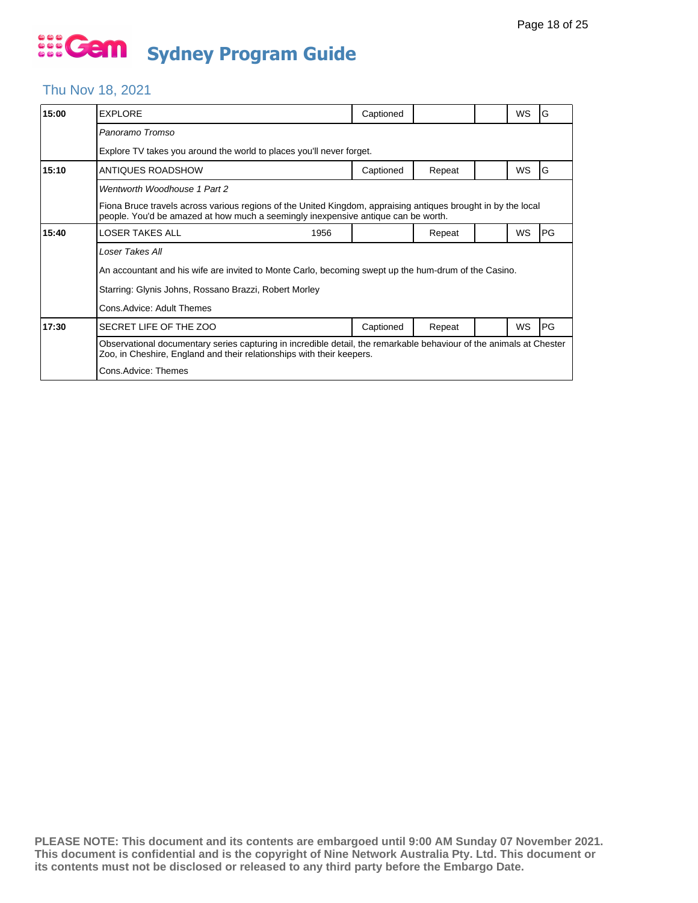# Sydney Program Guide

## Thu Nov 18, 2021

| Time | Program | | Captioned | Repeat | | WS | Rating |
|---|---|---|---|---|---|---|---|
| **15:00** | EXPLORE | | Captioned | | | WS | G |
| | *Panoramo Tromso* | | | | | | |
| | Explore TV takes you around the world to places you'll never forget. | | | | | | |
| **15:10** | ANTIQUES ROADSHOW | | Captioned | Repeat | | WS | G |
| | *Wentworth Woodhouse 1 Part 2* | | | | | | |
| | Fiona Bruce travels across various regions of the United Kingdom, appraising antiques brought in by the local people. You'd be amazed at how much a seemingly inexpensive antique can be worth. | | | | | | |
| **15:40** | LOSER TAKES ALL | 1956 | | Repeat | | WS | PG |
| | *Loser Takes All* | | | | | | |
| | An accountant and his wife are invited to Monte Carlo, becoming swept up the hum-drum of the Casino. | | | | | | |
| | Starring: Glynis Johns, Rossano Brazzi, Robert Morley | | | | | | |
| | Cons.Advice: Adult Themes | | | | | | |
| **17:30** | SECRET LIFE OF THE ZOO | | Captioned | Repeat | | WS | PG |
| | Observational documentary series capturing in incredible detail, the remarkable behaviour of the animals at Chester Zoo, in Cheshire, England and their relationships with their keepers. | | | | | | |
| | Cons.Advice: Themes | | | | | | |

**PLEASE NOTE: This document and its contents are embargoed until 9:00 AM Sunday 07 November 2021. This document is confidential and is the copyright of Nine Network Australia Pty. Ltd. This document or its contents must not be disclosed or released to any third party before the Embargo Date.**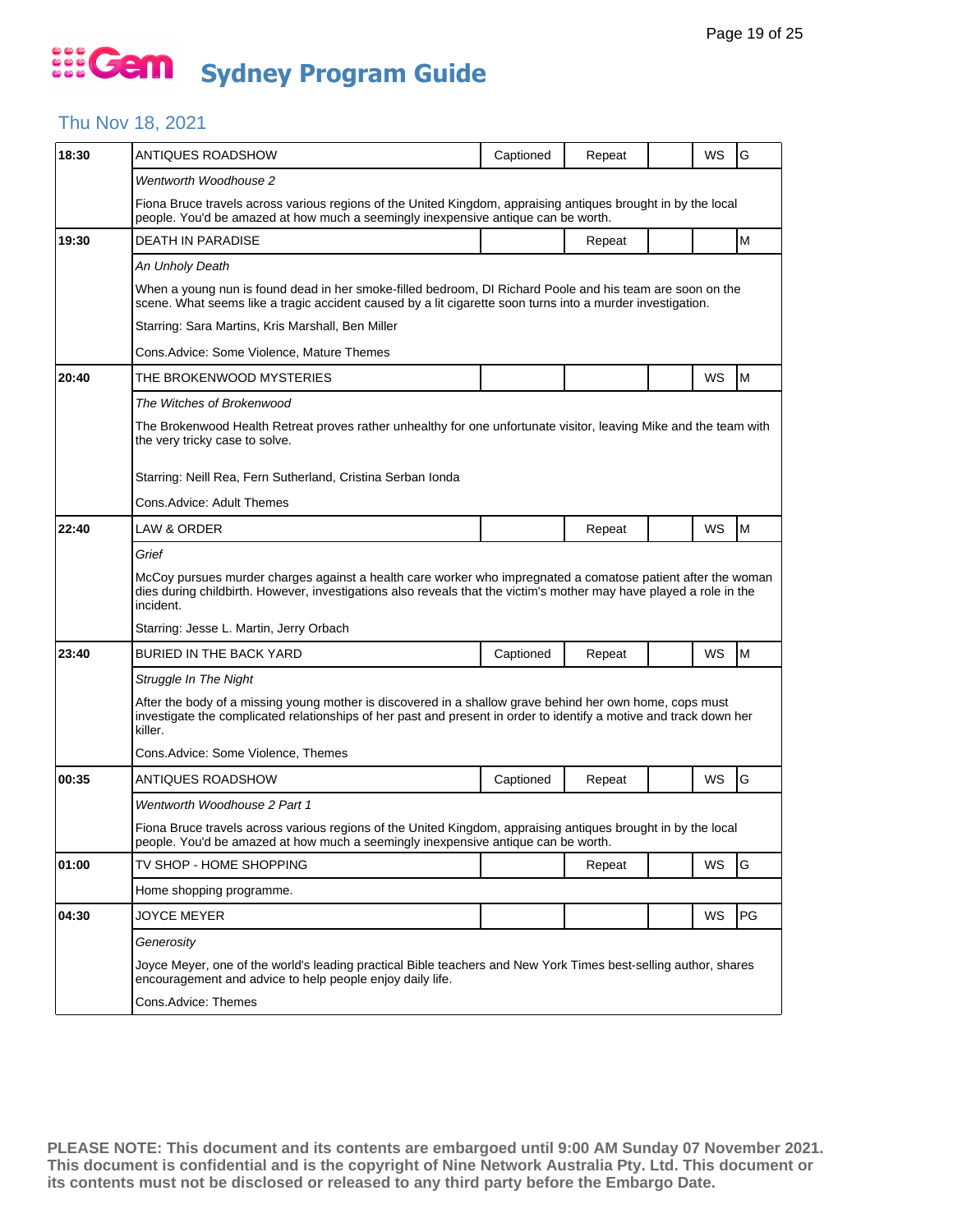# Gem Sydney Program Guide

## Thu Nov 18, 2021

| Time | Program | Captioned | Repeat | | WS | Rating |
|---|---|---|---|---|---|---|
| 18:30 | ANTIQUES ROADSHOW | Captioned | Repeat | | WS | G |
| | *Wentworth Woodhouse 2* | | | | | |
| | Fiona Bruce travels across various regions of the United Kingdom, appraising antiques brought in by the local people. You'd be amazed at how much a seemingly inexpensive antique can be worth. | | | | | |
| 19:30 | DEATH IN PARADISE | | Repeat | | | M |
| | *An Unholy Death* | | | | | |
| | When a young nun is found dead in her smoke-filled bedroom, DI Richard Poole and his team are soon on the scene. What seems like a tragic accident caused by a lit cigarette soon turns into a murder investigation. | | | | | |
| | Starring: Sara Martins, Kris Marshall, Ben Miller | | | | | |
| | Cons.Advice: Some Violence, Mature Themes | | | | | |
| 20:40 | THE BROKENWOOD MYSTERIES | | | | WS | M |
| | *The Witches of Brokenwood* | | | | | |
| | The Brokenwood Health Retreat proves rather unhealthy for one unfortunate visitor, leaving Mike and the team with the very tricky case to solve. | | | | | |
| | Starring: Neill Rea, Fern Sutherland, Cristina Serban Ionda | | | | | |
| | Cons.Advice: Adult Themes | | | | | |
| 22:40 | LAW & ORDER | | Repeat | | WS | M |
| | *Grief* | | | | | |
| | McCoy pursues murder charges against a health care worker who impregnated a comatose patient after the woman dies during childbirth. However, investigations also reveals that the victim's mother may have played a role in the incident. | | | | | |
| | Starring: Jesse L. Martin, Jerry Orbach | | | | | |
| 23:40 | BURIED IN THE BACK YARD | Captioned | Repeat | | WS | M |
| | *Struggle In The Night* | | | | | |
| | After the body of a missing young mother is discovered in a shallow grave behind her own home, cops must investigate the complicated relationships of her past and present in order to identify a motive and track down her killer. | | | | | |
| | Cons.Advice: Some Violence, Themes | | | | | |
| 00:35 | ANTIQUES ROADSHOW | Captioned | Repeat | | WS | G |
| | *Wentworth Woodhouse 2 Part 1* | | | | | |
| | Fiona Bruce travels across various regions of the United Kingdom, appraising antiques brought in by the local people. You'd be amazed at how much a seemingly inexpensive antique can be worth. | | | | | |
| 01:00 | TV SHOP - HOME SHOPPING | | Repeat | | WS | G |
| | Home shopping programme. | | | | | |
| 04:30 | JOYCE MEYER | | | | WS | PG |
| | *Generosity* | | | | | |
| | Joyce Meyer, one of the world's leading practical Bible teachers and New York Times best-selling author, shares encouragement and advice to help people enjoy daily life. | | | | | |
| | Cons.Advice: Themes | | | | | |

**PLEASE NOTE: This document and its contents are embargoed until 9:00 AM Sunday 07 November 2021. This document is confidential and is the copyright of Nine Network Australia Pty. Ltd. This document or its contents must not be disclosed or released to any third party before the Embargo Date.**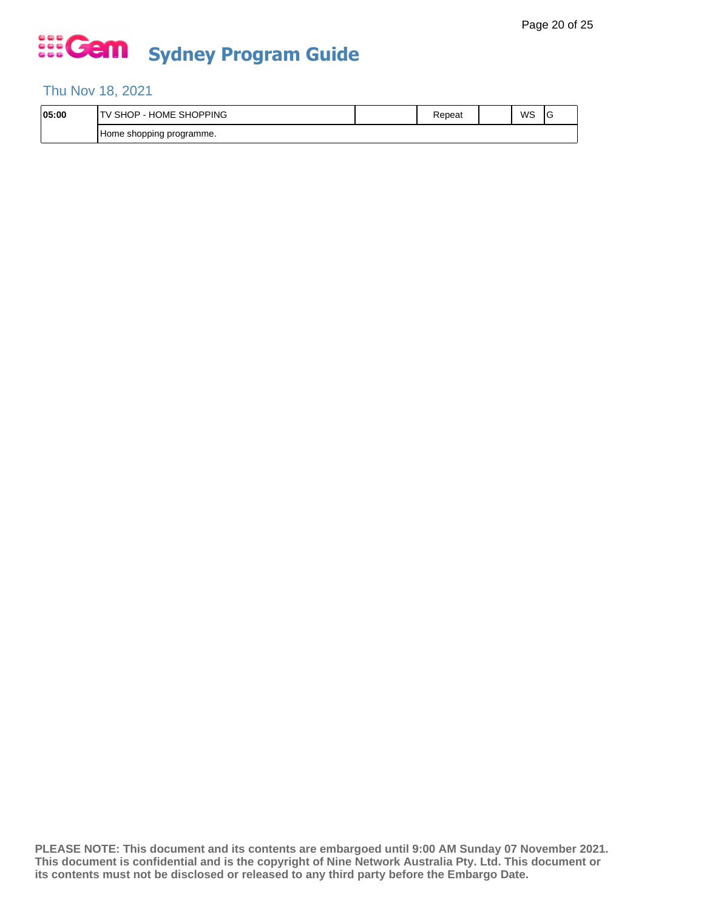# Sydney Program Guide

## Thu Nov 18, 2021

| Time | Program | | Repeat | | WS | Rating |
|---|---|---|---|---|---|---|
| **05:00** | TV SHOP - HOME SHOPPING | | Repeat | | WS | G |
| | Home shopping programme. | | | | | |

**PLEASE NOTE: This document and its contents are embargoed until 9:00 AM Sunday 07 November 2021. This document is confidential and is the copyright of Nine Network Australia Pty. Ltd. This document or its contents must not be disclosed or released to any third party before the Embargo Date.**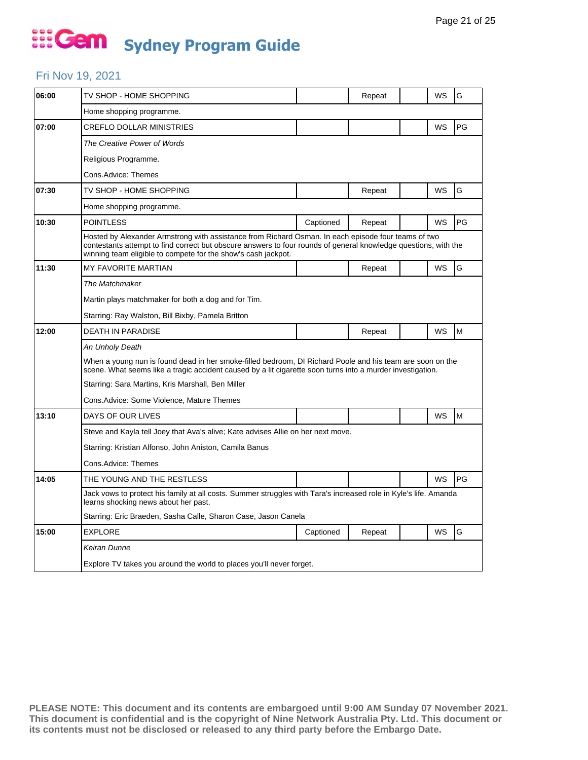# Gem Sydney Program Guide

## Fri Nov 19, 2021

| Time | Program | Captioned | Repeat | | WS | Rating |
|---|---|---|---|---|---|---|
| 06:00 | TV SHOP - HOME SHOPPING | | Repeat | | WS | G |
| | Home shopping programme. | | | | | |
| 07:00 | CREFLO DOLLAR MINISTRIES | | | | WS | PG |
| | *The Creative Power of Words*<br>Religious Programme.<br>Cons.Advice: Themes | | | | | |
| 07:30 | TV SHOP - HOME SHOPPING | | Repeat | | WS | G |
| | Home shopping programme. | | | | | |
| 10:30 | POINTLESS | Captioned | Repeat | | WS | PG |
| | Hosted by Alexander Armstrong with assistance from Richard Osman. In each episode four teams of two contestants attempt to find correct but obscure answers to four rounds of general knowledge questions, with the winning team eligible to compete for the show's cash jackpot. | | | | | |
| 11:30 | MY FAVORITE MARTIAN | | Repeat | | WS | G |
| | *The Matchmaker*<br>Martin plays matchmaker for both a dog and for Tim.<br>Starring: Ray Walston, Bill Bixby, Pamela Britton | | | | | |
| 12:00 | DEATH IN PARADISE | | Repeat | | WS | M |
| | *An Unholy Death*<br>When a young nun is found dead in her smoke-filled bedroom, DI Richard Poole and his team are soon on the scene. What seems like a tragic accident caused by a lit cigarette soon turns into a murder investigation.<br>Starring: Sara Martins, Kris Marshall, Ben Miller<br>Cons.Advice: Some Violence, Mature Themes | | | | | |
| 13:10 | DAYS OF OUR LIVES | | | | WS | M |
| | Steve and Kayla tell Joey that Ava's alive; Kate advises Allie on her next move.<br>Starring: Kristian Alfonso, John Aniston, Camila Banus<br>Cons.Advice: Themes | | | | | |
| 14:05 | THE YOUNG AND THE RESTLESS | | | | WS | PG |
| | Jack vows to protect his family at all costs. Summer struggles with Tara's increased role in Kyle's life. Amanda learns shocking news about her past.<br>Starring: Eric Braeden, Sasha Calle, Sharon Case, Jason Canela | | | | | |
| 15:00 | EXPLORE | Captioned | Repeat | | WS | G |
| | *Keiran Dunne*<br>Explore TV takes you around the world to places you'll never forget. | | | | | |

**PLEASE NOTE: This document and its contents are embargoed until 9:00 AM Sunday 07 November 2021. This document is confidential and is the copyright of Nine Network Australia Pty. Ltd. This document or its contents must not be disclosed or released to any third party before the Embargo Date.**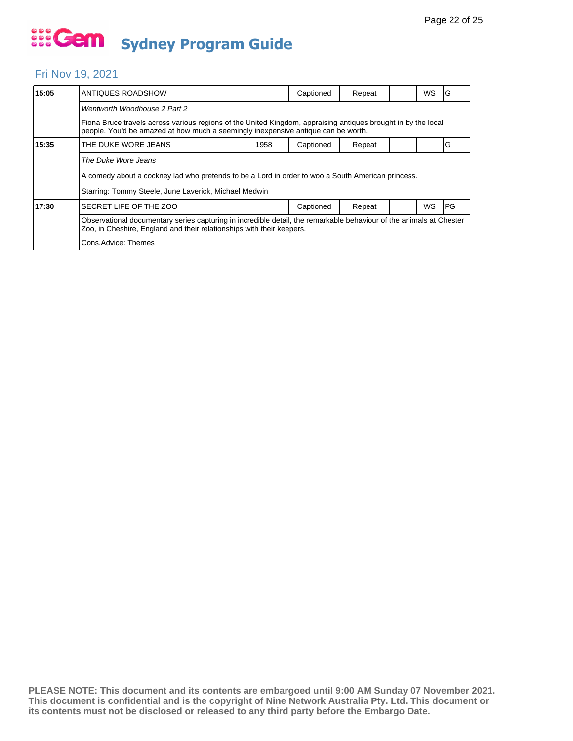# Gem Sydney Program Guide

## Fri Nov 19, 2021

| | | | | | | | |
|---|---|---|---|---|---|---|---|
| **15:05** | ANTIQUES ROADSHOW | | Captioned | Repeat | | WS | G |
| | *Wentworth Woodhouse 2 Part 2*<br><br>Fiona Bruce travels across various regions of the United Kingdom, appraising antiques brought in by the local people. You'd be amazed at how much a seemingly inexpensive antique can be worth. | | | | | | |
| **15:35** | THE DUKE WORE JEANS | 1958 | Captioned | Repeat | | | G |
| | *The Duke Wore Jeans*<br><br>A comedy about a cockney lad who pretends to be a Lord in order to woo a South American princess.<br><br>Starring: Tommy Steele, June Laverick, Michael Medwin | | | | | | |
| **17:30** | SECRET LIFE OF THE ZOO | | Captioned | Repeat | | WS | PG |
| | Observational documentary series capturing in incredible detail, the remarkable behaviour of the animals at Chester Zoo, in Cheshire, England and their relationships with their keepers.<br><br>Cons.Advice: Themes | | | | | | |

**PLEASE NOTE: This document and its contents are embargoed until 9:00 AM Sunday 07 November 2021. This document is confidential and is the copyright of Nine Network Australia Pty. Ltd. This document or its contents must not be disclosed or released to any third party before the Embargo Date.**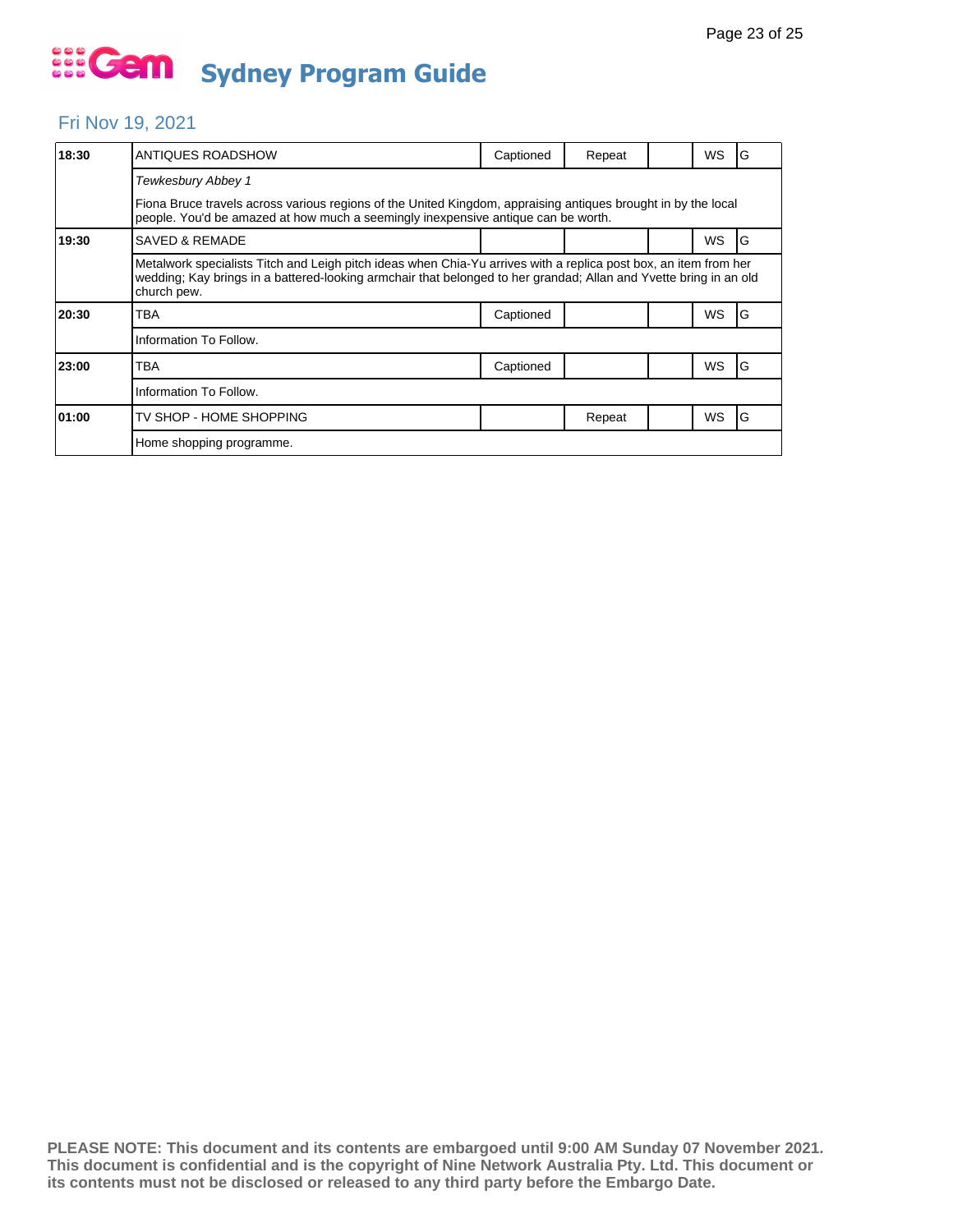# Gem Sydney Program Guide

## Fri Nov 19, 2021

| Time | Program | Captioned | Repeat | | WS | Rating |
|---|---|---|---|---|---|---|
| 18:30 | ANTIQUES ROADSHOW | Captioned | Repeat | | WS | G |
| | *Tewkesbury Abbey 1*<br>Fiona Bruce travels across various regions of the United Kingdom, appraising antiques brought in by the local people. You'd be amazed at how much a seemingly inexpensive antique can be worth. | | | | | |
| 19:30 | SAVED & REMADE | | | | WS | G |
| | Metalwork specialists Titch and Leigh pitch ideas when Chia-Yu arrives with a replica post box, an item from her wedding; Kay brings in a battered-looking armchair that belonged to her grandad; Allan and Yvette bring in an old church pew. | | | | | |
| 20:30 | TBA | Captioned | | | WS | G |
| | Information To Follow. | | | | | |
| 23:00 | TBA | Captioned | | | WS | G |
| | Information To Follow. | | | | | |
| 01:00 | TV SHOP - HOME SHOPPING | | Repeat | | WS | G |
| | Home shopping programme. | | | | | |

**PLEASE NOTE: This document and its contents are embargoed until 9:00 AM Sunday 07 November 2021. This document is confidential and is the copyright of Nine Network Australia Pty. Ltd. This document or its contents must not be disclosed or released to any third party before the Embargo Date.**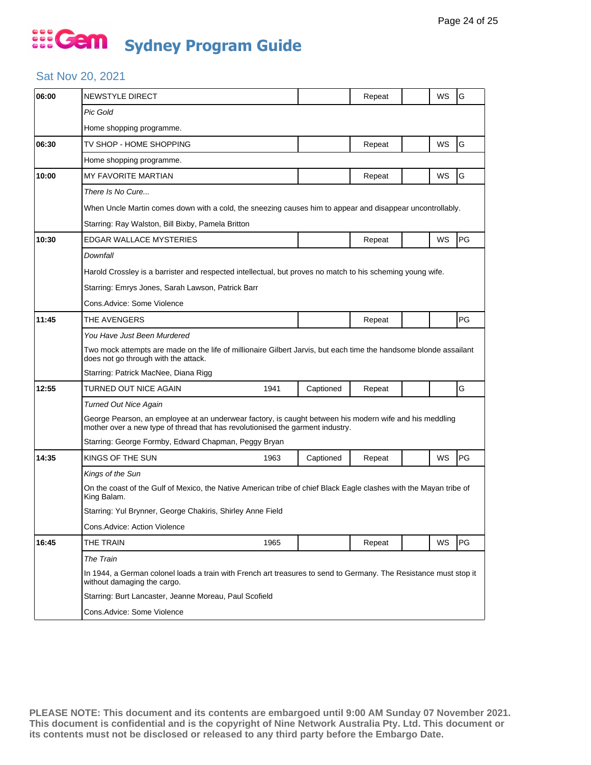# Gem Sydney Program Guide

## Sat Nov 20, 2021

| Time | Program | Year | Captioned | Repeat | | WS | Rating |
|---|---|---|---|---|---|---|---|
| 06:00 | NEWSTYLE DIRECT | | | Repeat | | WS | G |
| | *Pic Gold* | | | | | | |
| | Home shopping programme. | | | | | | |
| 06:30 | TV SHOP - HOME SHOPPING | | | Repeat | | WS | G |
| | Home shopping programme. | | | | | | |
| 10:00 | MY FAVORITE MARTIAN | | | Repeat | | WS | G |
| | *There Is No Cure...* | | | | | | |
| | When Uncle Martin comes down with a cold, the sneezing causes him to appear and disappear uncontrollably. | | | | | | |
| | Starring: Ray Walston, Bill Bixby, Pamela Britton | | | | | | |
| 10:30 | EDGAR WALLACE MYSTERIES | | | Repeat | | WS | PG |
| | *Downfall* | | | | | | |
| | Harold Crossley is a barrister and respected intellectual, but proves no match to his scheming young wife. | | | | | | |
| | Starring: Emrys Jones, Sarah Lawson, Patrick Barr | | | | | | |
| | Cons.Advice: Some Violence | | | | | | |
| 11:45 | THE AVENGERS | | | Repeat | | | PG |
| | *You Have Just Been Murdered* | | | | | | |
| | Two mock attempts are made on the life of millionaire Gilbert Jarvis, but each time the handsome blonde assailant does not go through with the attack. | | | | | | |
| | Starring: Patrick MacNee, Diana Rigg | | | | | | |
| 12:55 | TURNED OUT NICE AGAIN | 1941 | Captioned | Repeat | | | G |
| | *Turned Out Nice Again* | | | | | | |
| | George Pearson, an employee at an underwear factory, is caught between his modern wife and his meddling mother over a new type of thread that has revolutionised the garment industry. | | | | | | |
| | Starring: George Formby, Edward Chapman, Peggy Bryan | | | | | | |
| 14:35 | KINGS OF THE SUN | 1963 | Captioned | Repeat | | WS | PG |
| | *Kings of the Sun* | | | | | | |
| | On the coast of the Gulf of Mexico, the Native American tribe of chief Black Eagle clashes with the Mayan tribe of King Balam. | | | | | | |
| | Starring: Yul Brynner, George Chakiris, Shirley Anne Field | | | | | | |
| | Cons.Advice: Action Violence | | | | | | |
| 16:45 | THE TRAIN | 1965 | | Repeat | | WS | PG |
| | *The Train* | | | | | | |
| | In 1944, a German colonel loads a train with French art treasures to send to Germany. The Resistance must stop it without damaging the cargo. | | | | | | |
| | Starring: Burt Lancaster, Jeanne Moreau, Paul Scofield | | | | | | |
| | Cons.Advice: Some Violence | | | | | | |

**PLEASE NOTE: This document and its contents are embargoed until 9:00 AM Sunday 07 November 2021. This document is confidential and is the copyright of Nine Network Australia Pty. Ltd. This document or its contents must not be disclosed or released to any third party before the Embargo Date.**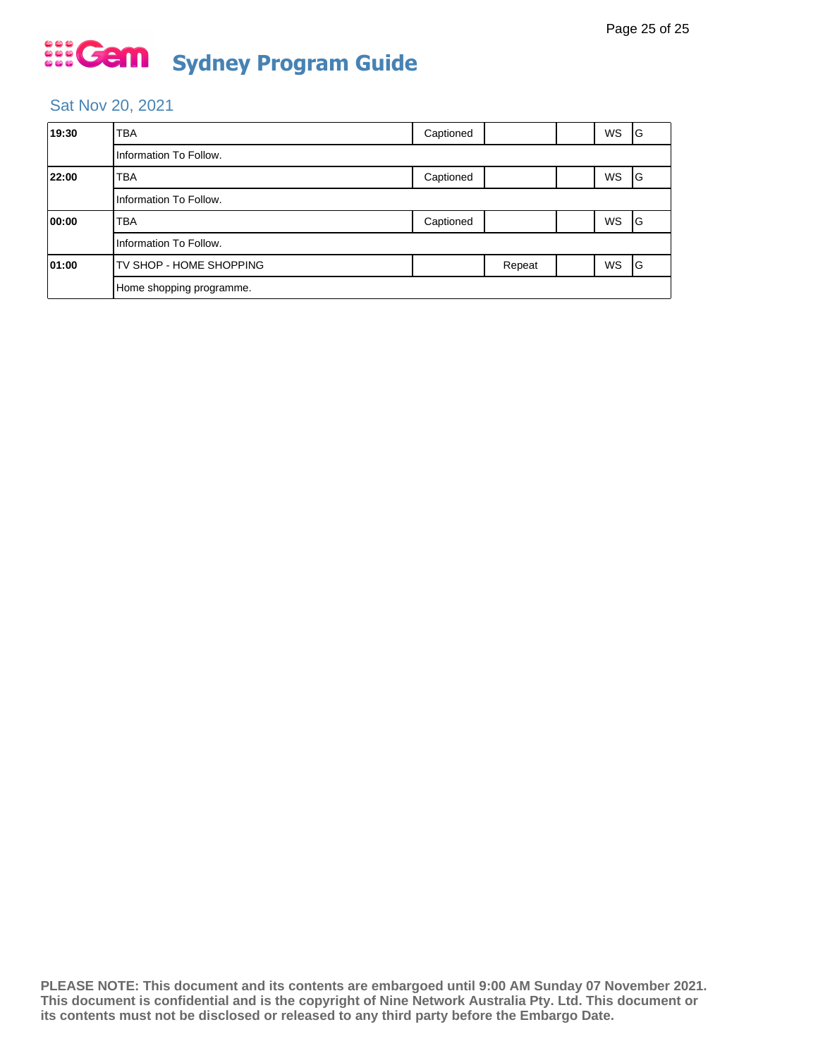# Sydney Program Guide

## Sat Nov 20, 2021

| | | | | | | |
|---|---|---|---|---|---|---|
| **19:30** | TBA | Captioned | | | WS | G |
| | Information To Follow. | | | | | |
| **22:00** | TBA | Captioned | | | WS | G |
| | Information To Follow. | | | | | |
| **00:00** | TBA | Captioned | | | WS | G |
| | Information To Follow. | | | | | |
| **01:00** | TV SHOP - HOME SHOPPING | | Repeat | | WS | G |
| | Home shopping programme. | | | | | |

**PLEASE NOTE: This document and its contents are embargoed until 9:00 AM Sunday 07 November 2021. This document is confidential and is the copyright of Nine Network Australia Pty. Ltd. This document or its contents must not be disclosed or released to any third party before the Embargo Date.**